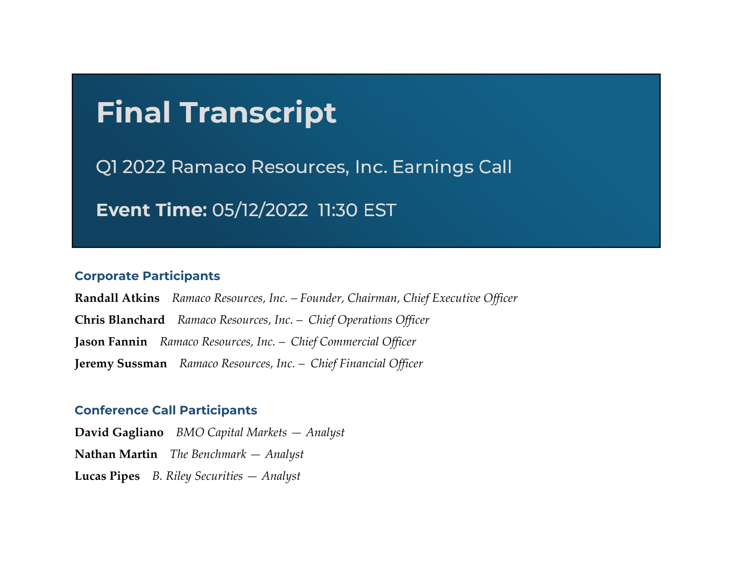# Final Transcript

## Q1 2022 Ramaco Resources, Inc. Earnings Call

**Event Time:** 05/12/2022 11:30 EST

### Corporate Participants

**Randall Atkins** *Ramaco Resources, Inc. – Founder, Chairman, Chief Executive Officer*

**Chris Blanchard** *Ramaco Resources, Inc. – Chief Operations Officer*

**Jason Fannin** *Ramaco Resources, Inc. – Chief Commercial Officer*

**Jeremy Sussman** *Ramaco Resources, Inc. – Chief Financial Officer*

### Conference Call Participants

**David Gagliano** *BMO Capital Markets — Analyst*

**Nathan Martin** *The Benchmark — Analyst*

**Lucas Pipes** *B. Riley Securities — Analyst*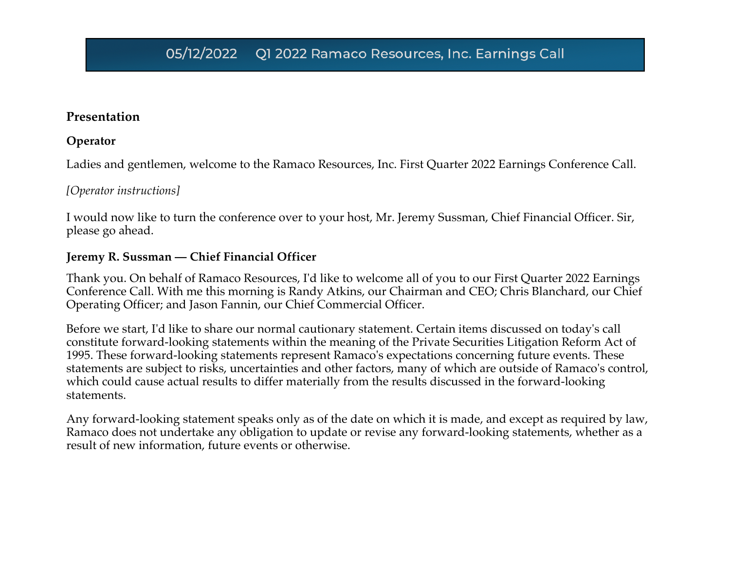# 05/12/2022 Q1 2022 Ramaco Resources, Inc. Earnings Call

## Presentation

**Operator**

Ladies and gentlemen, welcome to the Ramaco Resources, Inc. First Quarter 2022 Earnings Conference Call.

*[Operator instructions]*

I would now like to turn the conference over to your host, Mr. Jeremy Sussman, Chief Financial Officer. Sir, please go ahead.

**Jeremy R. Sussman — Chief Financial Officer**

Thank you. On behalf of Ramaco Resources, I'd like to welcome all of you to our First Quarter 2022 Earnings Conference Call. With me this morning is Randy Atkins, our Chairman and CEO; Chris Blanchard, our Chief Operating Officer; and Jason Fannin, our Chief Commercial Officer.

Before we start, I'd like to share our normal cautionary statement. Certain items discussed on today's call constitute forward-looking statements within the meaning of the Private Securities Litigation Reform Act of 1995. These forward-looking statements represent Ramaco's expectations concerning future events. These statements are subject to risks, uncertainties and other factors, many of which are outside of Ramaco's control, which could cause actual results to differ materially from the results discussed in the forward-looking statements.

Any forward-looking statement speaks only as of the date on which it is made, and except as required by law, Ramaco does not undertake any obligation to update or revise any forward-looking statements, whether as a result of new information, future events or otherwise.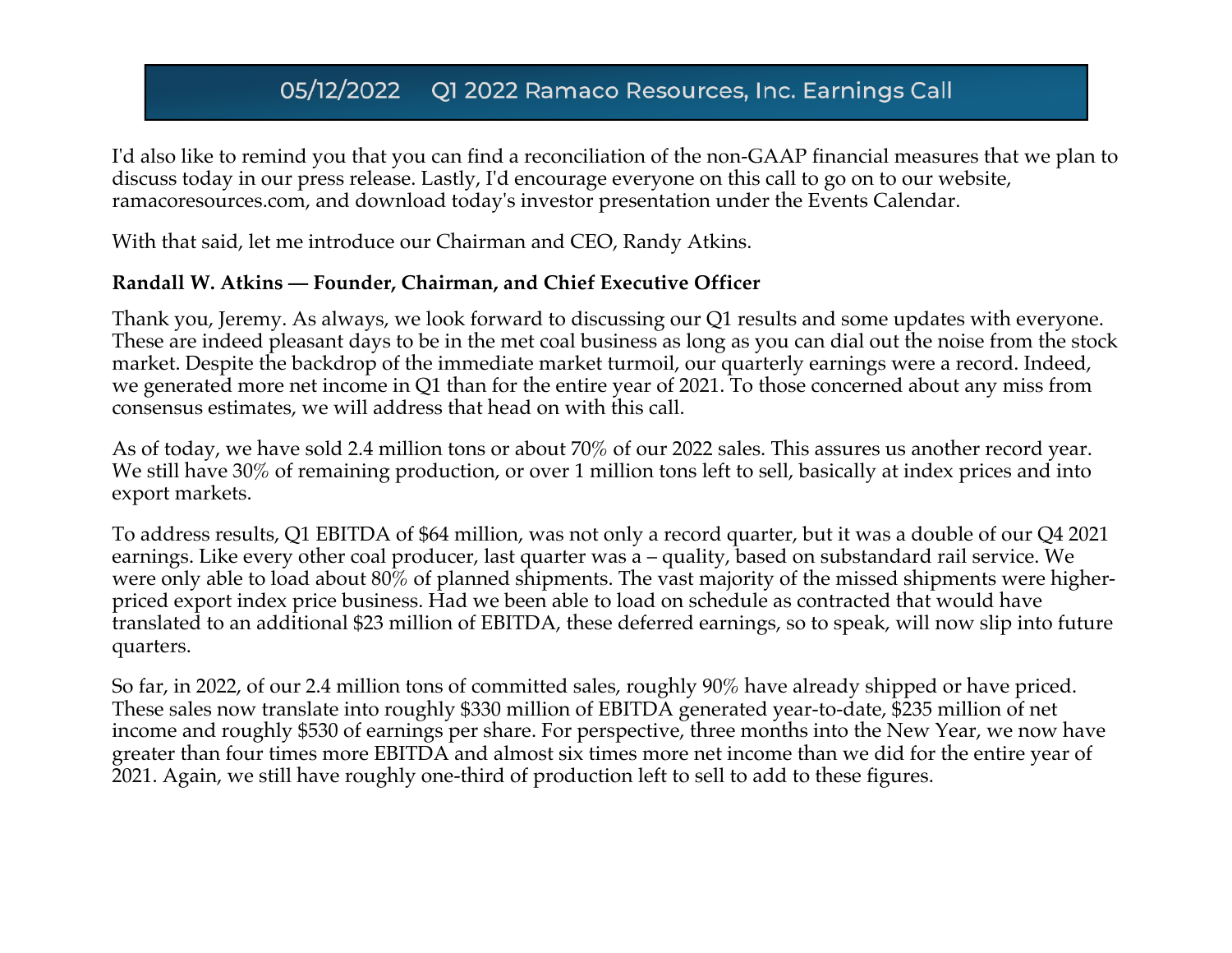I'd also like to remind you that you can find a reconciliation of the non-GAAP financial measures that we plan to discuss today in our press release. Lastly, I'd encourage everyone on this call to go on to our website, ramacoresources.com, and download today's investor presentation under the Events Calendar.

With that said, let me introduce our Chairman and CEO, Randy Atkins.

**Randall W. Atkins — Founder, Chairman, and Chief Executive Officer**

Thank you, Jeremy. As always, we look forward to discussing our Q1 results and some updates with everyone. These are indeed pleasant days to be in the met coal business as long as you can dial out the noise from the stock market. Despite the backdrop of the immediate market turmoil, our quarterly earnings were a record. Indeed, we generated more net income in Q1 than for the entire year of 2021. To those concerned about any miss from consensus estimates, we will address that head on with this call.

As of today, we have sold 2.4 million tons or about 70% of our 2022 sales. This assures us another record year. We still have 30% of remaining production, or over 1 million tons left to sell, basically at index prices and into export markets.

To address results, Q1 EBITDA of $64 million, was not only a record quarter, but it was a double of our Q4 2021 earnings. Like every other coal producer, last quarter was a – quality, based on substandard rail service. We were only able to load about 80% of planned shipments. The vast majority of the missed shipments were higher-priced export index price business. Had we been able to load on schedule as contracted that would have translated to an additional $23 million of EBITDA, these deferred earnings, so to speak, will now slip into future quarters.

So far, in 2022, of our 2.4 million tons of committed sales, roughly 90% have already shipped or have priced. These sales now translate into roughly $330 million of EBITDA generated year-to-date, $235 million of net income and roughly $530 of earnings per share. For perspective, three months into the New Year, we now have greater than four times more EBITDA and almost six times more net income than we did for the entire year of 2021. Again, we still have roughly one-third of production left to sell to add to these figures.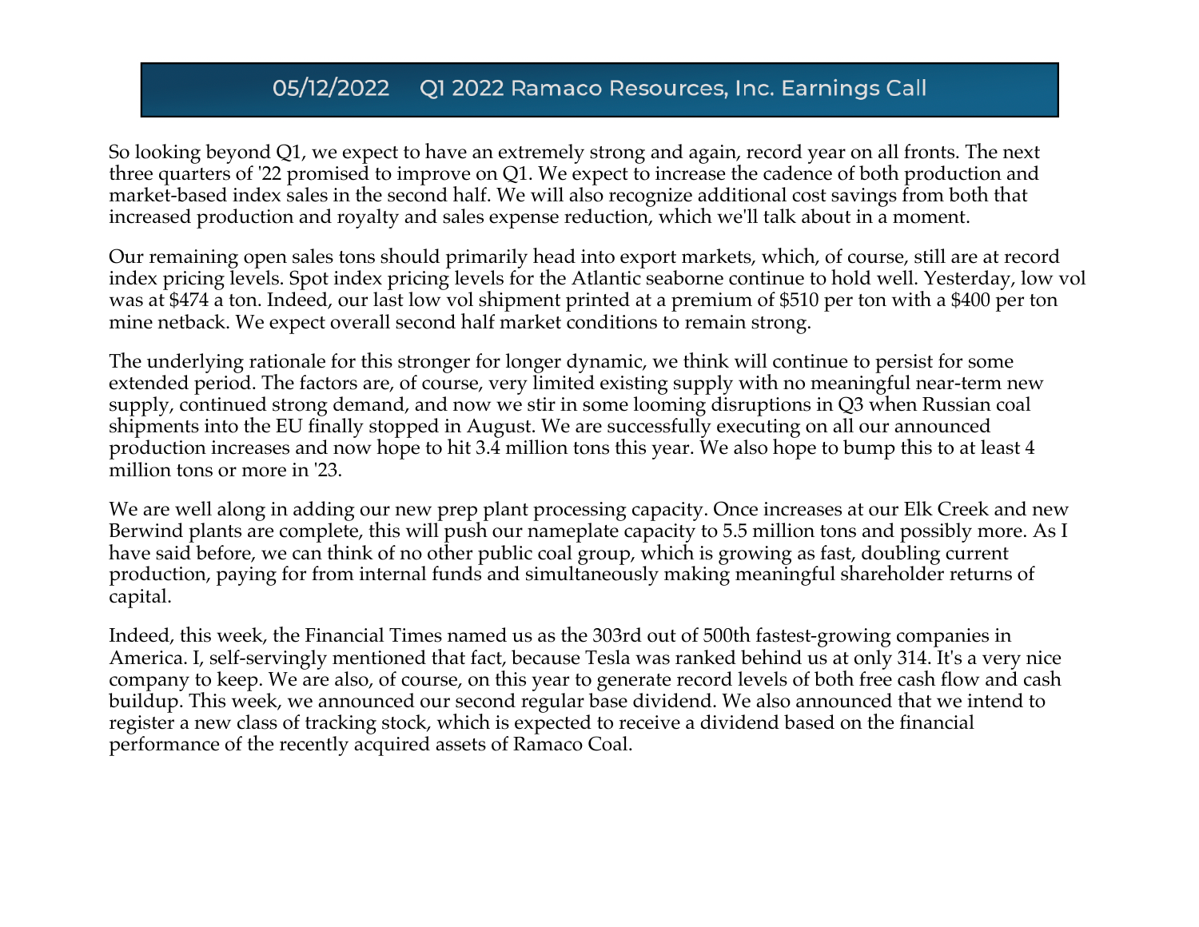So looking beyond Q1, we expect to have an extremely strong and again, record year on all fronts. The next three quarters of '22 promised to improve on Q1. We expect to increase the cadence of both production and market-based index sales in the second half. We will also recognize additional cost savings from both that increased production and royalty and sales expense reduction, which we'll talk about in a moment.

Our remaining open sales tons should primarily head into export markets, which, of course, still are at record index pricing levels. Spot index pricing levels for the Atlantic seaborne continue to hold well. Yesterday, low vol was at $474 a ton. Indeed, our last low vol shipment printed at a premium of $510 per ton with a $400 per ton mine netback. We expect overall second half market conditions to remain strong.

The underlying rationale for this stronger for longer dynamic, we think will continue to persist for some extended period. The factors are, of course, very limited existing supply with no meaningful near-term new supply, continued strong demand, and now we stir in some looming disruptions in Q3 when Russian coal shipments into the EU finally stopped in August. We are successfully executing on all our announced production increases and now hope to hit 3.4 million tons this year. We also hope to bump this to at least 4 million tons or more in '23.

We are well along in adding our new prep plant processing capacity. Once increases at our Elk Creek and new Berwind plants are complete, this will push our nameplate capacity to 5.5 million tons and possibly more. As I have said before, we can think of no other public coal group, which is growing as fast, doubling current production, paying for from internal funds and simultaneously making meaningful shareholder returns of capital.

Indeed, this week, the Financial Times named us as the 303rd out of 500th fastest-growing companies in America. I, self-servingly mentioned that fact, because Tesla was ranked behind us at only 314. It's a very nice company to keep. We are also, of course, on this year to generate record levels of both free cash flow and cash buildup. This week, we announced our second regular base dividend. We also announced that we intend to register a new class of tracking stock, which is expected to receive a dividend based on the financial performance of the recently acquired assets of Ramaco Coal.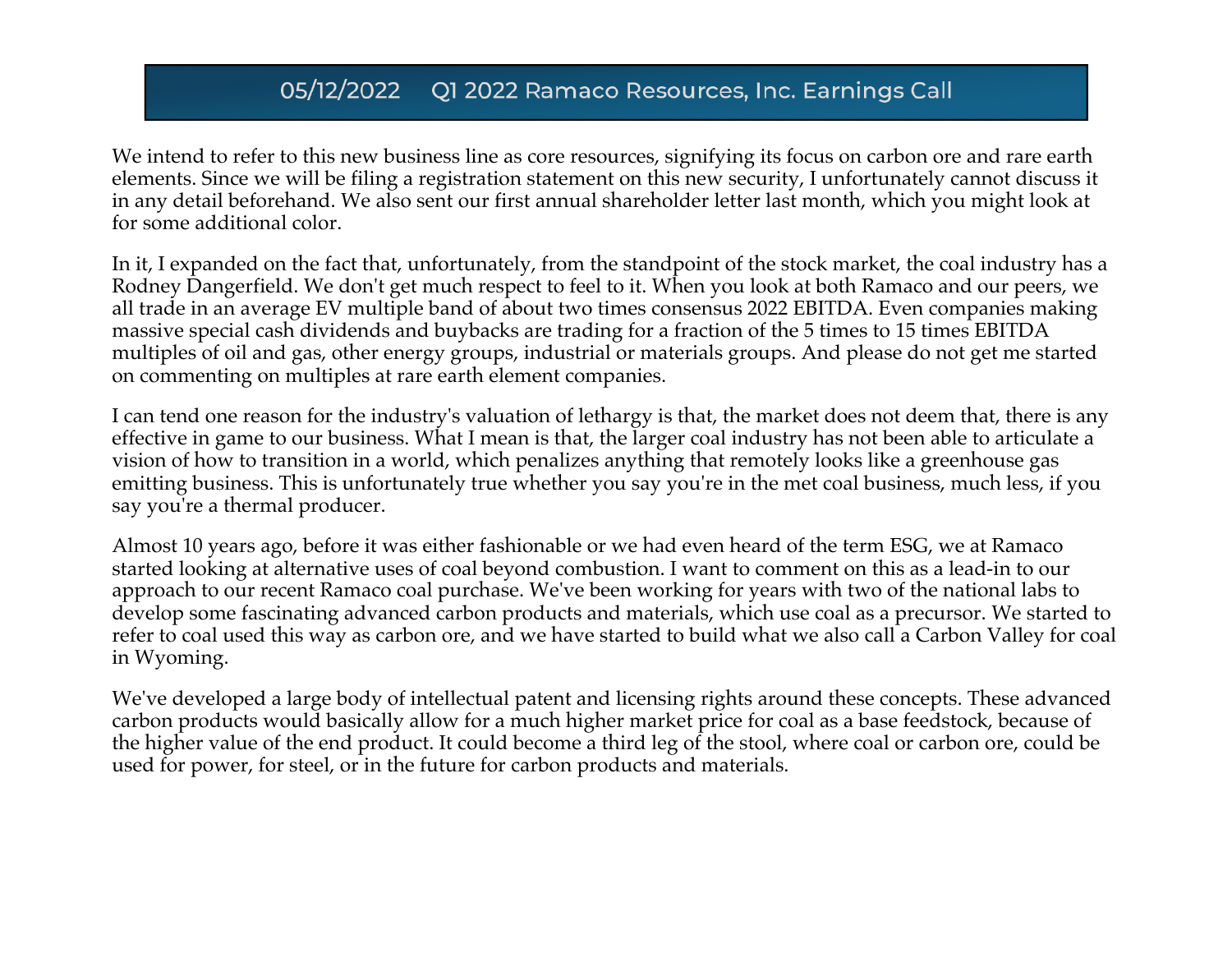We intend to refer to this new business line as core resources, signifying its focus on carbon ore and rare earth elements. Since we will be filing a registration statement on this new security, I unfortunately cannot discuss it in any detail beforehand. We also sent our first annual shareholder letter last month, which you might look at for some additional color.

In it, I expanded on the fact that, unfortunately, from the standpoint of the stock market, the coal industry has a Rodney Dangerfield. We don't get much respect to feel to it. When you look at both Ramaco and our peers, we all trade in an average EV multiple band of about two times consensus 2022 EBITDA. Even companies making massive special cash dividends and buybacks are trading for a fraction of the 5 times to 15 times EBITDA multiples of oil and gas, other energy groups, industrial or materials groups. And please do not get me started on commenting on multiples at rare earth element companies.

I can tend one reason for the industry's valuation of lethargy is that, the market does not deem that, there is any effective in game to our business. What I mean is that, the larger coal industry has not been able to articulate a vision of how to transition in a world, which penalizes anything that remotely looks like a greenhouse gas emitting business. This is unfortunately true whether you say you're in the met coal business, much less, if you say you're a thermal producer.

Almost 10 years ago, before it was either fashionable or we had even heard of the term ESG, we at Ramaco started looking at alternative uses of coal beyond combustion. I want to comment on this as a lead-in to our approach to our recent Ramaco coal purchase. We've been working for years with two of the national labs to develop some fascinating advanced carbon products and materials, which use coal as a precursor. We started to refer to coal used this way as carbon ore, and we have started to build what we also call a Carbon Valley for coal in Wyoming.

We've developed a large body of intellectual patent and licensing rights around these concepts. These advanced carbon products would basically allow for a much higher market price for coal as a base feedstock, because of the higher value of the end product. It could become a third leg of the stool, where coal or carbon ore, could be used for power, for steel, or in the future for carbon products and materials.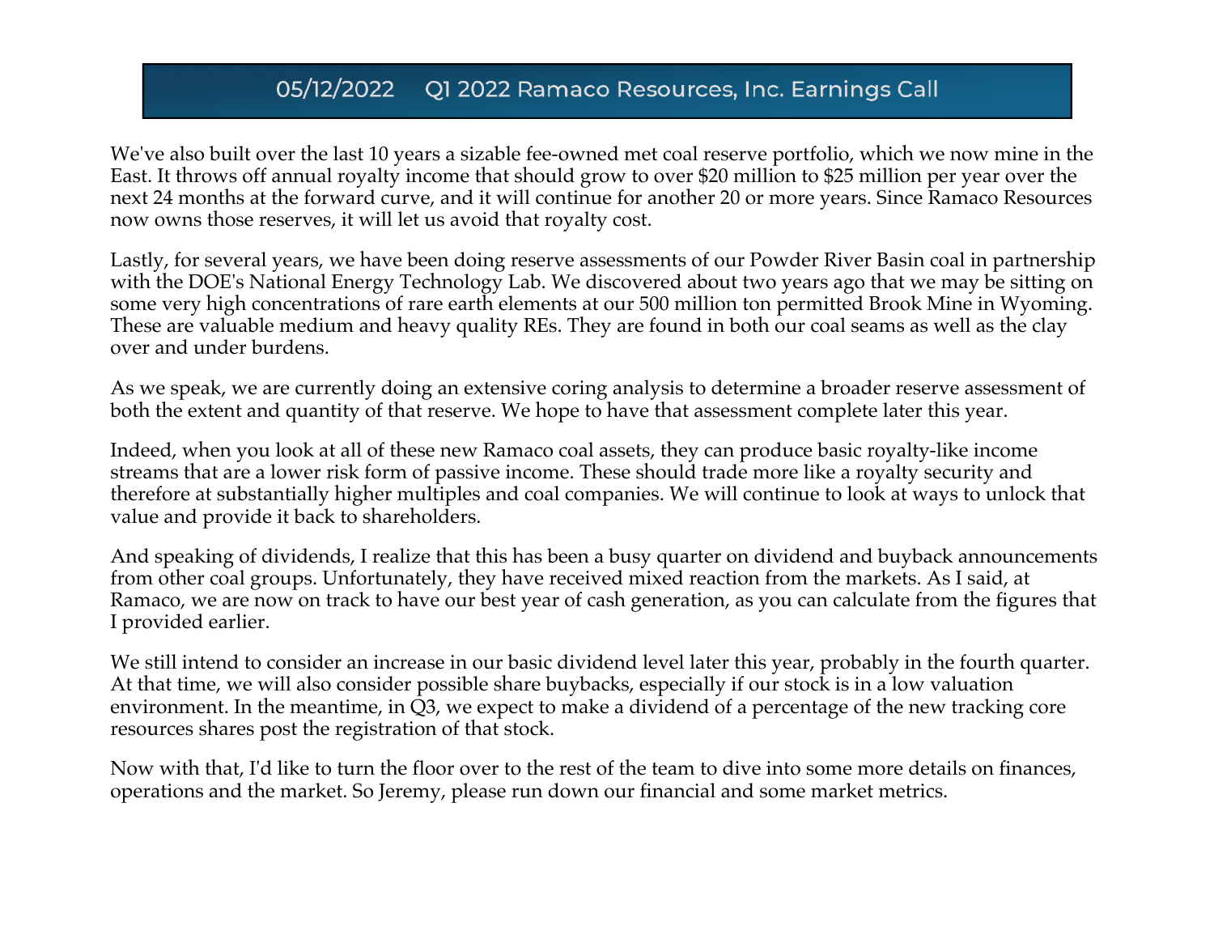We've also built over the last 10 years a sizable fee-owned met coal reserve portfolio, which we now mine in the East. It throws off annual royalty income that should grow to over $20 million to $25 million per year over the next 24 months at the forward curve, and it will continue for another 20 or more years. Since Ramaco Resources now owns those reserves, it will let us avoid that royalty cost.

Lastly, for several years, we have been doing reserve assessments of our Powder River Basin coal in partnership with the DOE's National Energy Technology Lab. We discovered about two years ago that we may be sitting on some very high concentrations of rare earth elements at our 500 million ton permitted Brook Mine in Wyoming. These are valuable medium and heavy quality REs. They are found in both our coal seams as well as the clay over and under burdens.

As we speak, we are currently doing an extensive coring analysis to determine a broader reserve assessment of both the extent and quantity of that reserve. We hope to have that assessment complete later this year.

Indeed, when you look at all of these new Ramaco coal assets, they can produce basic royalty-like income streams that are a lower risk form of passive income. These should trade more like a royalty security and therefore at substantially higher multiples and coal companies. We will continue to look at ways to unlock that value and provide it back to shareholders.

And speaking of dividends, I realize that this has been a busy quarter on dividend and buyback announcements from other coal groups. Unfortunately, they have received mixed reaction from the markets. As I said, at Ramaco, we are now on track to have our best year of cash generation, as you can calculate from the figures that I provided earlier.

We still intend to consider an increase in our basic dividend level later this year, probably in the fourth quarter. At that time, we will also consider possible share buybacks, especially if our stock is in a low valuation environment. In the meantime, in Q3, we expect to make a dividend of a percentage of the new tracking core resources shares post the registration of that stock.

Now with that, I'd like to turn the floor over to the rest of the team to dive into some more details on finances, operations and the market. So Jeremy, please run down our financial and some market metrics.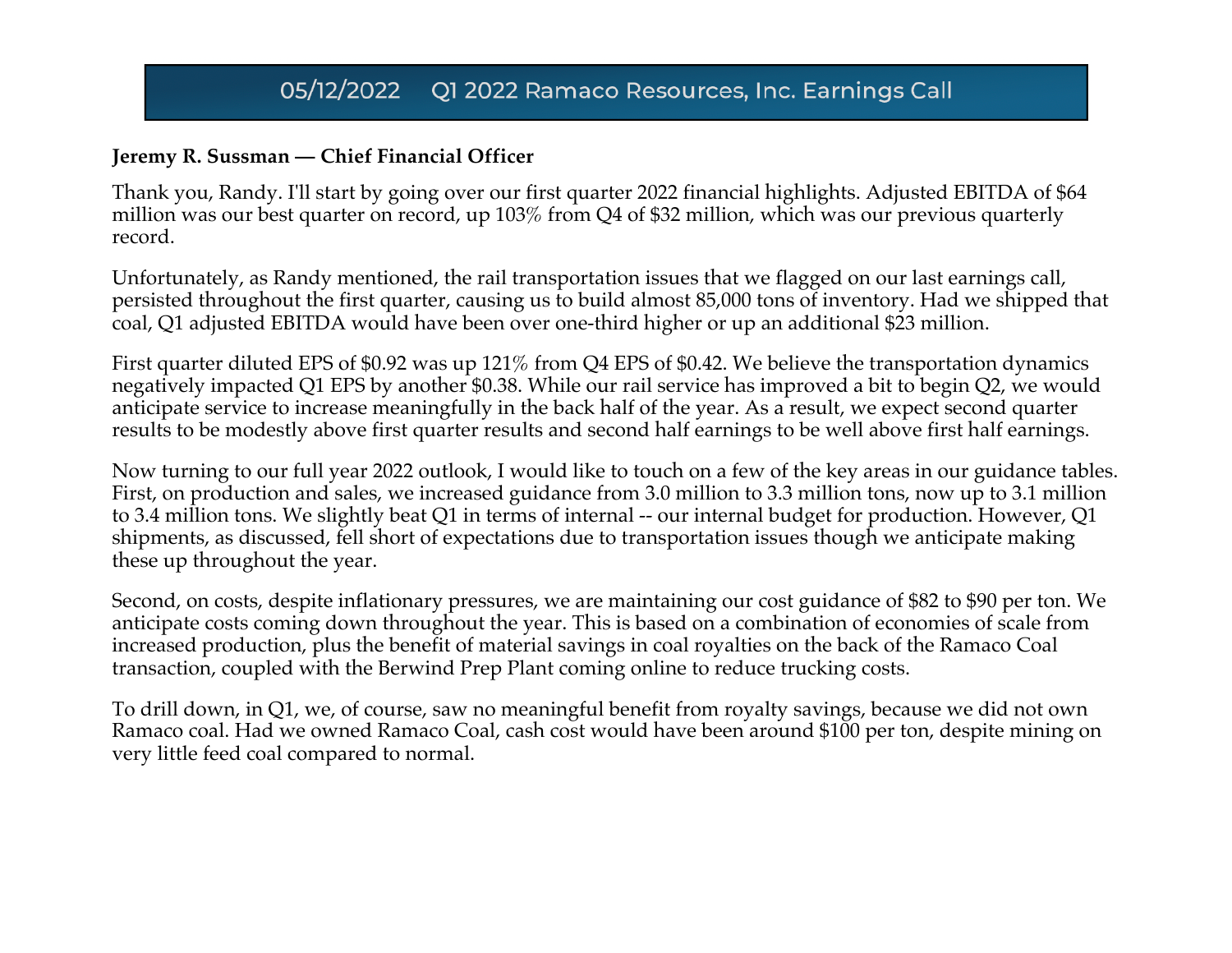# 05/12/2022 Q1 2022 Ramaco Resources, Inc. Earnings Call

**Jeremy R. Sussman — Chief Financial Officer**

Thank you, Randy. I'll start by going over our first quarter 2022 financial highlights. Adjusted EBITDA of $64 million was our best quarter on record, up 103% from Q4 of $32 million, which was our previous quarterly record.

Unfortunately, as Randy mentioned, the rail transportation issues that we flagged on our last earnings call, persisted throughout the first quarter, causing us to build almost 85,000 tons of inventory. Had we shipped that coal, Q1 adjusted EBITDA would have been over one-third higher or up an additional $23 million.

First quarter diluted EPS of $0.92 was up 121% from Q4 EPS of $0.42. We believe the transportation dynamics negatively impacted Q1 EPS by another $0.38. While our rail service has improved a bit to begin Q2, we would anticipate service to increase meaningfully in the back half of the year. As a result, we expect second quarter results to be modestly above first quarter results and second half earnings to be well above first half earnings.

Now turning to our full year 2022 outlook, I would like to touch on a few of the key areas in our guidance tables. First, on production and sales, we increased guidance from 3.0 million to 3.3 million tons, now up to 3.1 million to 3.4 million tons. We slightly beat Q1 in terms of internal -- our internal budget for production. However, Q1 shipments, as discussed, fell short of expectations due to transportation issues though we anticipate making these up throughout the year.

Second, on costs, despite inflationary pressures, we are maintaining our cost guidance of $82 to $90 per ton. We anticipate costs coming down throughout the year. This is based on a combination of economies of scale from increased production, plus the benefit of material savings in coal royalties on the back of the Ramaco Coal transaction, coupled with the Berwind Prep Plant coming online to reduce trucking costs.

To drill down, in Q1, we, of course, saw no meaningful benefit from royalty savings, because we did not own Ramaco coal. Had we owned Ramaco Coal, cash cost would have been around $100 per ton, despite mining on very little feed coal compared to normal.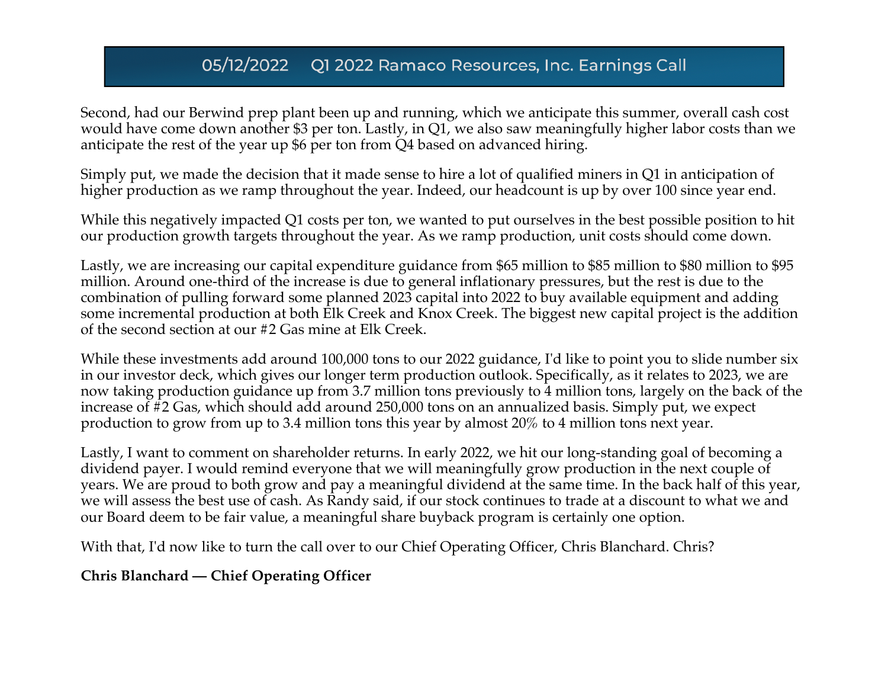Second, had our Berwind prep plant been up and running, which we anticipate this summer, overall cash cost would have come down another $3 per ton. Lastly, in Q1, we also saw meaningfully higher labor costs than we anticipate the rest of the year up $6 per ton from Q4 based on advanced hiring.

Simply put, we made the decision that it made sense to hire a lot of qualified miners in Q1 in anticipation of higher production as we ramp throughout the year. Indeed, our headcount is up by over 100 since year end.

While this negatively impacted Q1 costs per ton, we wanted to put ourselves in the best possible position to hit our production growth targets throughout the year. As we ramp production, unit costs should come down.

Lastly, we are increasing our capital expenditure guidance from $65 million to $85 million to $80 million to $95 million. Around one-third of the increase is due to general inflationary pressures, but the rest is due to the combination of pulling forward some planned 2023 capital into 2022 to buy available equipment and adding some incremental production at both Elk Creek and Knox Creek. The biggest new capital project is the addition of the second section at our #2 Gas mine at Elk Creek.

While these investments add around 100,000 tons to our 2022 guidance, I'd like to point you to slide number six in our investor deck, which gives our longer term production outlook. Specifically, as it relates to 2023, we are now taking production guidance up from 3.7 million tons previously to 4 million tons, largely on the back of the increase of #2 Gas, which should add around 250,000 tons on an annualized basis. Simply put, we expect production to grow from up to 3.4 million tons this year by almost 20% to 4 million tons next year.

Lastly, I want to comment on shareholder returns. In early 2022, we hit our long-standing goal of becoming a dividend payer. I would remind everyone that we will meaningfully grow production in the next couple of years. We are proud to both grow and pay a meaningful dividend at the same time. In the back half of this year, we will assess the best use of cash. As Randy said, if our stock continues to trade at a discount to what we and our Board deem to be fair value, a meaningful share buyback program is certainly one option.

With that, I'd now like to turn the call over to our Chief Operating Officer, Chris Blanchard. Chris?

**Chris Blanchard — Chief Operating Officer**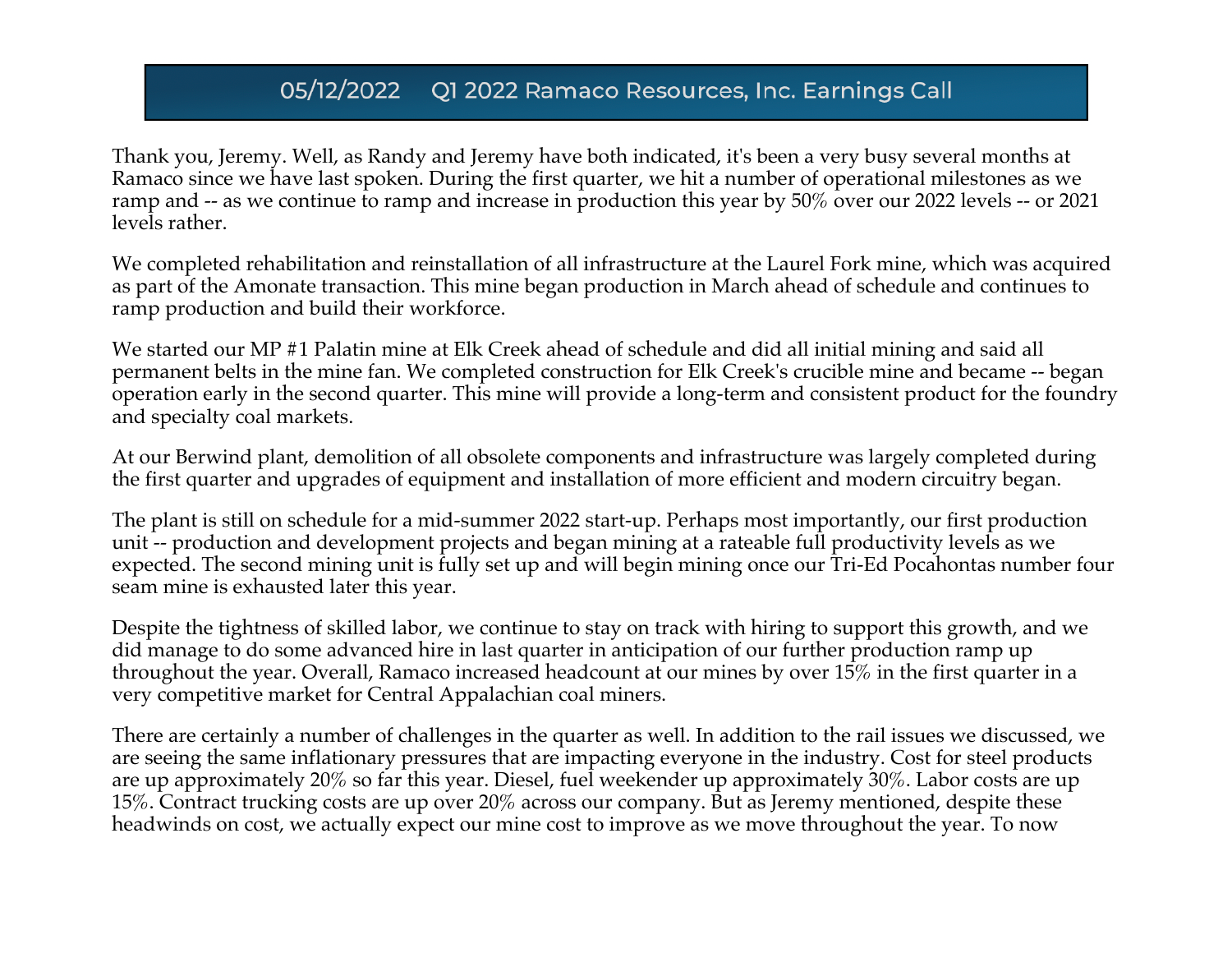# 05/12/2022 Q1 2022 Ramaco Resources, Inc. Earnings Call

Thank you, Jeremy. Well, as Randy and Jeremy have both indicated, it's been a very busy several months at Ramaco since we have last spoken. During the first quarter, we hit a number of operational milestones as we ramp and -- as we continue to ramp and increase in production this year by 50% over our 2022 levels -- or 2021 levels rather.

We completed rehabilitation and reinstallation of all infrastructure at the Laurel Fork mine, which was acquired as part of the Amonate transaction. This mine began production in March ahead of schedule and continues to ramp production and build their workforce.

We started our MP #1 Palatin mine at Elk Creek ahead of schedule and did all initial mining and said all permanent belts in the mine fan. We completed construction for Elk Creek's crucible mine and became -- began operation early in the second quarter. This mine will provide a long-term and consistent product for the foundry and specialty coal markets.

At our Berwind plant, demolition of all obsolete components and infrastructure was largely completed during the first quarter and upgrades of equipment and installation of more efficient and modern circuitry began.

The plant is still on schedule for a mid-summer 2022 start-up. Perhaps most importantly, our first production unit -- production and development projects and began mining at a rateable full productivity levels as we expected. The second mining unit is fully set up and will begin mining once our Tri-Ed Pocahontas number four seam mine is exhausted later this year.

Despite the tightness of skilled labor, we continue to stay on track with hiring to support this growth, and we did manage to do some advanced hire in last quarter in anticipation of our further production ramp up throughout the year. Overall, Ramaco increased headcount at our mines by over 15% in the first quarter in a very competitive market for Central Appalachian coal miners.

There are certainly a number of challenges in the quarter as well. In addition to the rail issues we discussed, we are seeing the same inflationary pressures that are impacting everyone in the industry. Cost for steel products are up approximately 20% so far this year. Diesel, fuel weekender up approximately 30%. Labor costs are up 15%. Contract trucking costs are up over 20% across our company. But as Jeremy mentioned, despite these headwinds on cost, we actually expect our mine cost to improve as we move throughout the year. To now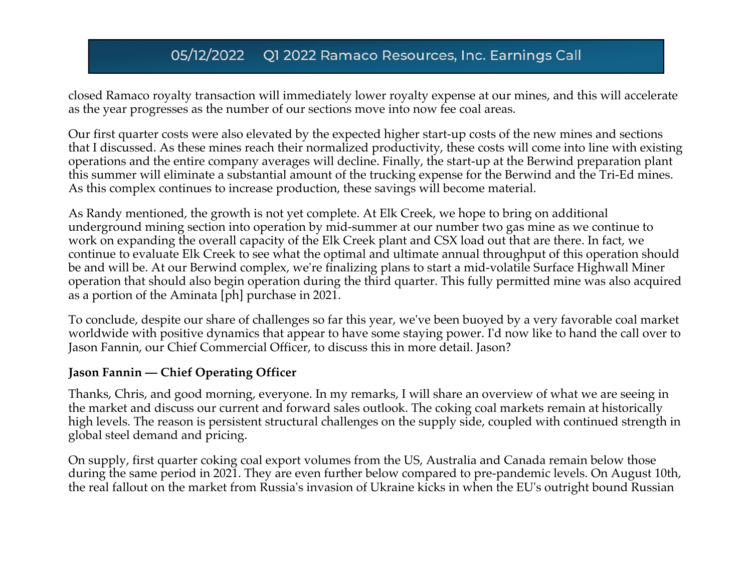closed Ramaco royalty transaction will immediately lower royalty expense at our mines, and this will accelerate as the year progresses as the number of our sections move into now fee coal areas.

Our first quarter costs were also elevated by the expected higher start-up costs of the new mines and sections that I discussed. As these mines reach their normalized productivity, these costs will come into line with existing operations and the entire company averages will decline. Finally, the start-up at the Berwind preparation plant this summer will eliminate a substantial amount of the trucking expense for the Berwind and the Tri-Ed mines. As this complex continues to increase production, these savings will become material.

As Randy mentioned, the growth is not yet complete. At Elk Creek, we hope to bring on additional underground mining section into operation by mid-summer at our number two gas mine as we continue to work on expanding the overall capacity of the Elk Creek plant and CSX load out that are there. In fact, we continue to evaluate Elk Creek to see what the optimal and ultimate annual throughput of this operation should be and will be. At our Berwind complex, we're finalizing plans to start a mid-volatile Surface Highwall Miner operation that should also begin operation during the third quarter. This fully permitted mine was also acquired as a portion of the Aminata [ph] purchase in 2021.

To conclude, despite our share of challenges so far this year, we've been buoyed by a very favorable coal market worldwide with positive dynamics that appear to have some staying power. I'd now like to hand the call over to Jason Fannin, our Chief Commercial Officer, to discuss this in more detail. Jason?

**Jason Fannin — Chief Operating Officer**

Thanks, Chris, and good morning, everyone. In my remarks, I will share an overview of what we are seeing in the market and discuss our current and forward sales outlook. The coking coal markets remain at historically high levels. The reason is persistent structural challenges on the supply side, coupled with continued strength in global steel demand and pricing.

On supply, first quarter coking coal export volumes from the US, Australia and Canada remain below those during the same period in 2021. They are even further below compared to pre-pandemic levels. On August 10th, the real fallout on the market from Russia's invasion of Ukraine kicks in when the EU's outright bound Russian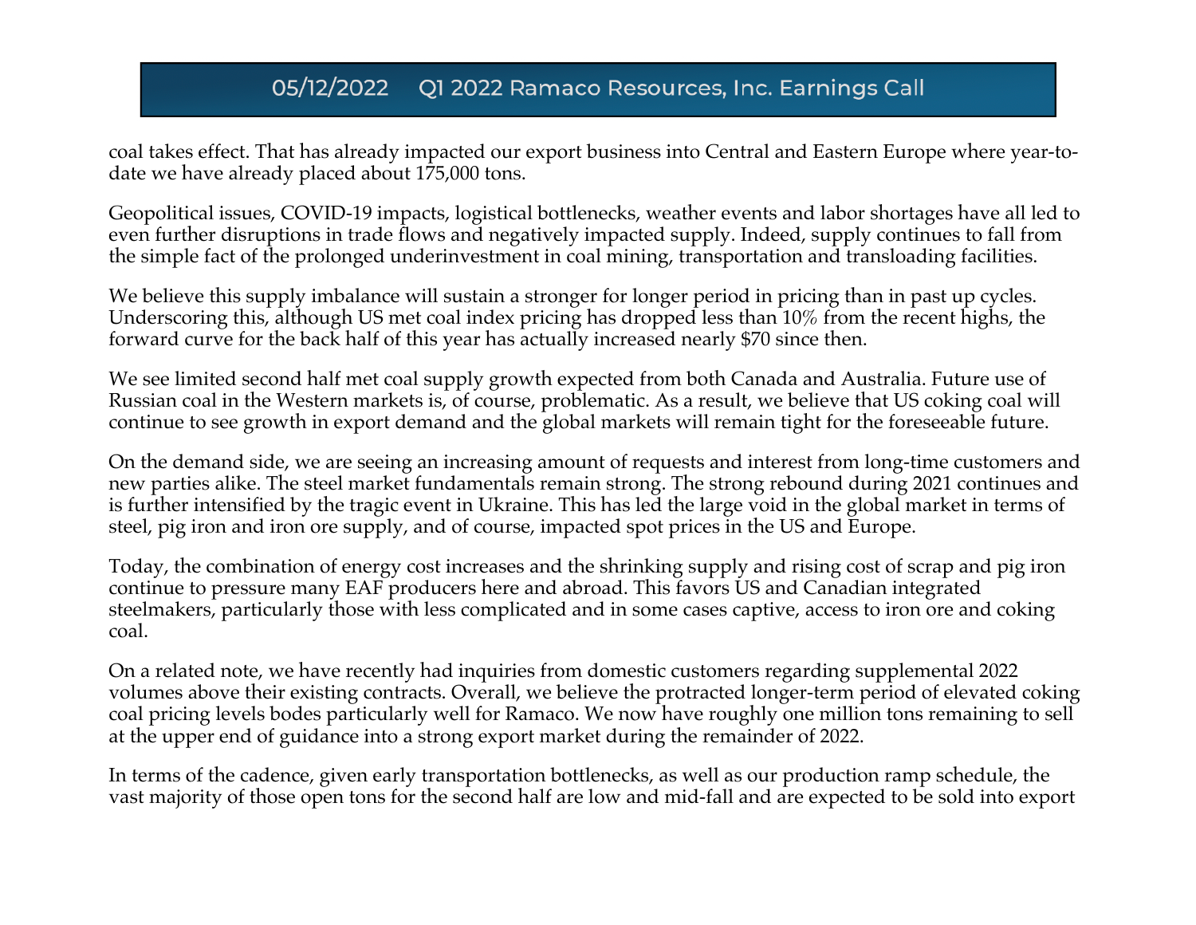coal takes effect. That has already impacted our export business into Central and Eastern Europe where year-to-date we have already placed about 175,000 tons.

Geopolitical issues, COVID-19 impacts, logistical bottlenecks, weather events and labor shortages have all led to even further disruptions in trade flows and negatively impacted supply. Indeed, supply continues to fall from the simple fact of the prolonged underinvestment in coal mining, transportation and transloading facilities.

We believe this supply imbalance will sustain a stronger for longer period in pricing than in past up cycles. Underscoring this, although US met coal index pricing has dropped less than 10% from the recent highs, the forward curve for the back half of this year has actually increased nearly $70 since then.

We see limited second half met coal supply growth expected from both Canada and Australia. Future use of Russian coal in the Western markets is, of course, problematic. As a result, we believe that US coking coal will continue to see growth in export demand and the global markets will remain tight for the foreseeable future.

On the demand side, we are seeing an increasing amount of requests and interest from long-time customers and new parties alike. The steel market fundamentals remain strong. The strong rebound during 2021 continues and is further intensified by the tragic event in Ukraine. This has led the large void in the global market in terms of steel, pig iron and iron ore supply, and of course, impacted spot prices in the US and Europe.

Today, the combination of energy cost increases and the shrinking supply and rising cost of scrap and pig iron continue to pressure many EAF producers here and abroad. This favors US and Canadian integrated steelmakers, particularly those with less complicated and in some cases captive, access to iron ore and coking coal.

On a related note, we have recently had inquiries from domestic customers regarding supplemental 2022 volumes above their existing contracts. Overall, we believe the protracted longer-term period of elevated coking coal pricing levels bodes particularly well for Ramaco. We now have roughly one million tons remaining to sell at the upper end of guidance into a strong export market during the remainder of 2022.

In terms of the cadence, given early transportation bottlenecks, as well as our production ramp schedule, the vast majority of those open tons for the second half are low and mid-fall and are expected to be sold into export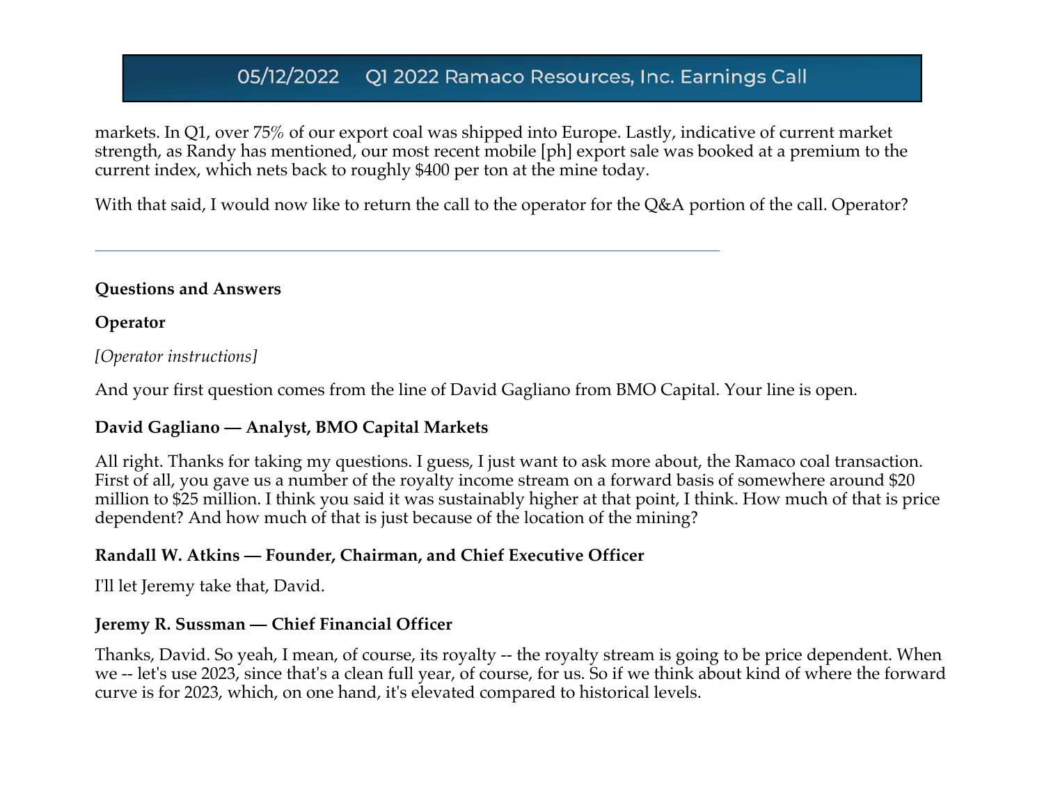markets. In Q1, over 75% of our export coal was shipped into Europe. Lastly, indicative of current market strength, as Randy has mentioned, our most recent mobile [ph] export sale was booked at a premium to the current index, which nets back to roughly $400 per ton at the mine today.

With that said, I would now like to return the call to the operator for the Q&A portion of the call. Operator?

---

**Questions and Answers**

**Operator**

*[Operator instructions]*

And your first question comes from the line of David Gagliano from BMO Capital. Your line is open.

**David Gagliano — Analyst, BMO Capital Markets**

All right. Thanks for taking my questions. I guess, I just want to ask more about, the Ramaco coal transaction. First of all, you gave us a number of the royalty income stream on a forward basis of somewhere around $20 million to $25 million. I think you said it was sustainably higher at that point, I think. How much of that is price dependent? And how much of that is just because of the location of the mining?

**Randall W. Atkins — Founder, Chairman, and Chief Executive Officer**

I'll let Jeremy take that, David.

**Jeremy R. Sussman — Chief Financial Officer**

Thanks, David. So yeah, I mean, of course, its royalty -- the royalty stream is going to be price dependent. When we -- let's use 2023, since that's a clean full year, of course, for us. So if we think about kind of where the forward curve is for 2023, which, on one hand, it's elevated compared to historical levels.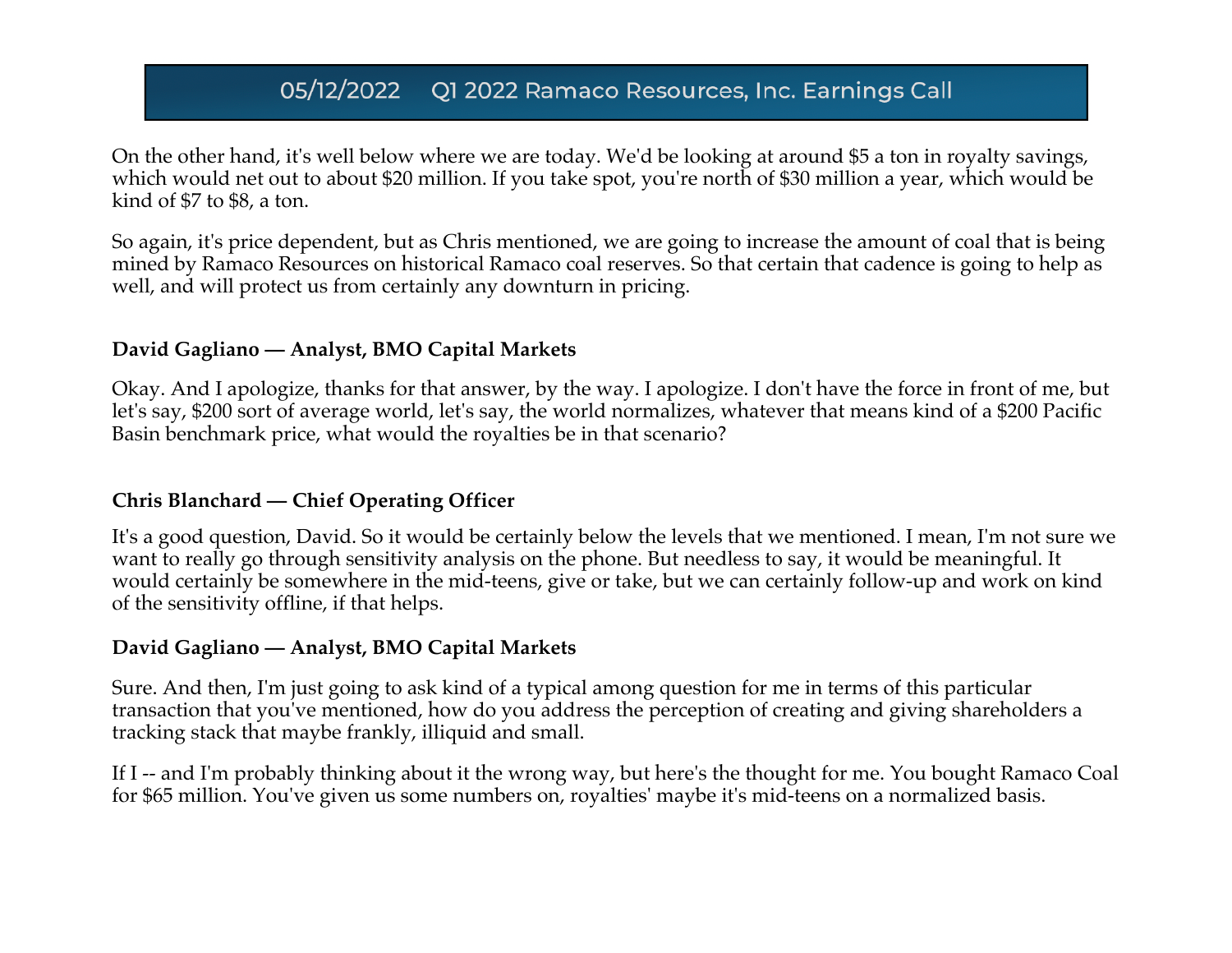On the other hand, it's well below where we are today. We'd be looking at around $5 a ton in royalty savings, which would net out to about $20 million. If you take spot, you're north of $30 million a year, which would be kind of $7 to $8, a ton.

So again, it's price dependent, but as Chris mentioned, we are going to increase the amount of coal that is being mined by Ramaco Resources on historical Ramaco coal reserves. So that certain that cadence is going to help as well, and will protect us from certainly any downturn in pricing.

**David Gagliano — Analyst, BMO Capital Markets**

Okay. And I apologize, thanks for that answer, by the way. I apologize. I don't have the force in front of me, but let's say, $200 sort of average world, let's say, the world normalizes, whatever that means kind of a $200 Pacific Basin benchmark price, what would the royalties be in that scenario?

**Chris Blanchard — Chief Operating Officer**

It's a good question, David. So it would be certainly below the levels that we mentioned. I mean, I'm not sure we want to really go through sensitivity analysis on the phone. But needless to say, it would be meaningful. It would certainly be somewhere in the mid-teens, give or take, but we can certainly follow-up and work on kind of the sensitivity offline, if that helps.

**David Gagliano — Analyst, BMO Capital Markets**

Sure. And then, I'm just going to ask kind of a typical among question for me in terms of this particular transaction that you've mentioned, how do you address the perception of creating and giving shareholders a tracking stack that maybe frankly, illiquid and small.

If I -- and I'm probably thinking about it the wrong way, but here's the thought for me. You bought Ramaco Coal for $65 million. You've given us some numbers on, royalties' maybe it's mid-teens on a normalized basis.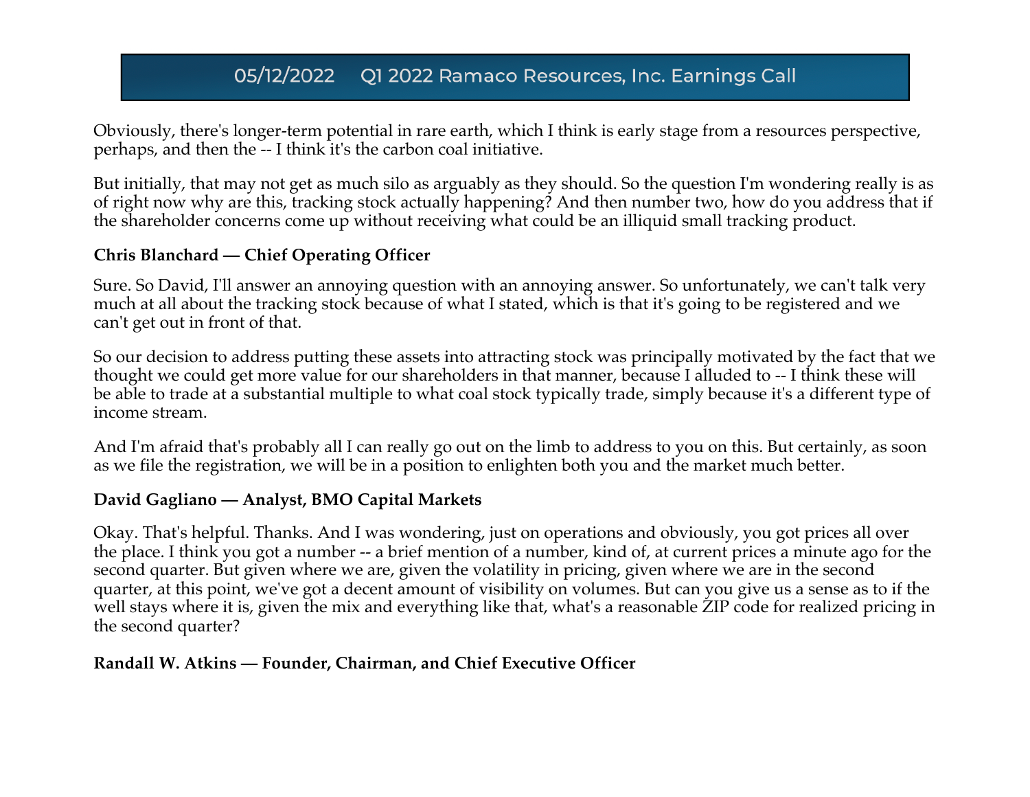Obviously, there's longer-term potential in rare earth, which I think is early stage from a resources perspective, perhaps, and then the -- I think it's the carbon coal initiative.

But initially, that may not get as much silo as arguably as they should. So the question I'm wondering really is as of right now why are this, tracking stock actually happening? And then number two, how do you address that if the shareholder concerns come up without receiving what could be an illiquid small tracking product.

**Chris Blanchard — Chief Operating Officer**

Sure. So David, I'll answer an annoying question with an annoying answer. So unfortunately, we can't talk very much at all about the tracking stock because of what I stated, which is that it's going to be registered and we can't get out in front of that.

So our decision to address putting these assets into attracting stock was principally motivated by the fact that we thought we could get more value for our shareholders in that manner, because I alluded to -- I think these will be able to trade at a substantial multiple to what coal stock typically trade, simply because it's a different type of income stream.

And I'm afraid that's probably all I can really go out on the limb to address to you on this. But certainly, as soon as we file the registration, we will be in a position to enlighten both you and the market much better.

**David Gagliano — Analyst, BMO Capital Markets**

Okay. That's helpful. Thanks. And I was wondering, just on operations and obviously, you got prices all over the place. I think you got a number -- a brief mention of a number, kind of, at current prices a minute ago for the second quarter. But given where we are, given the volatility in pricing, given where we are in the second quarter, at this point, we've got a decent amount of visibility on volumes. But can you give us a sense as to if the well stays where it is, given the mix and everything like that, what's a reasonable ZIP code for realized pricing in the second quarter?

**Randall W. Atkins — Founder, Chairman, and Chief Executive Officer**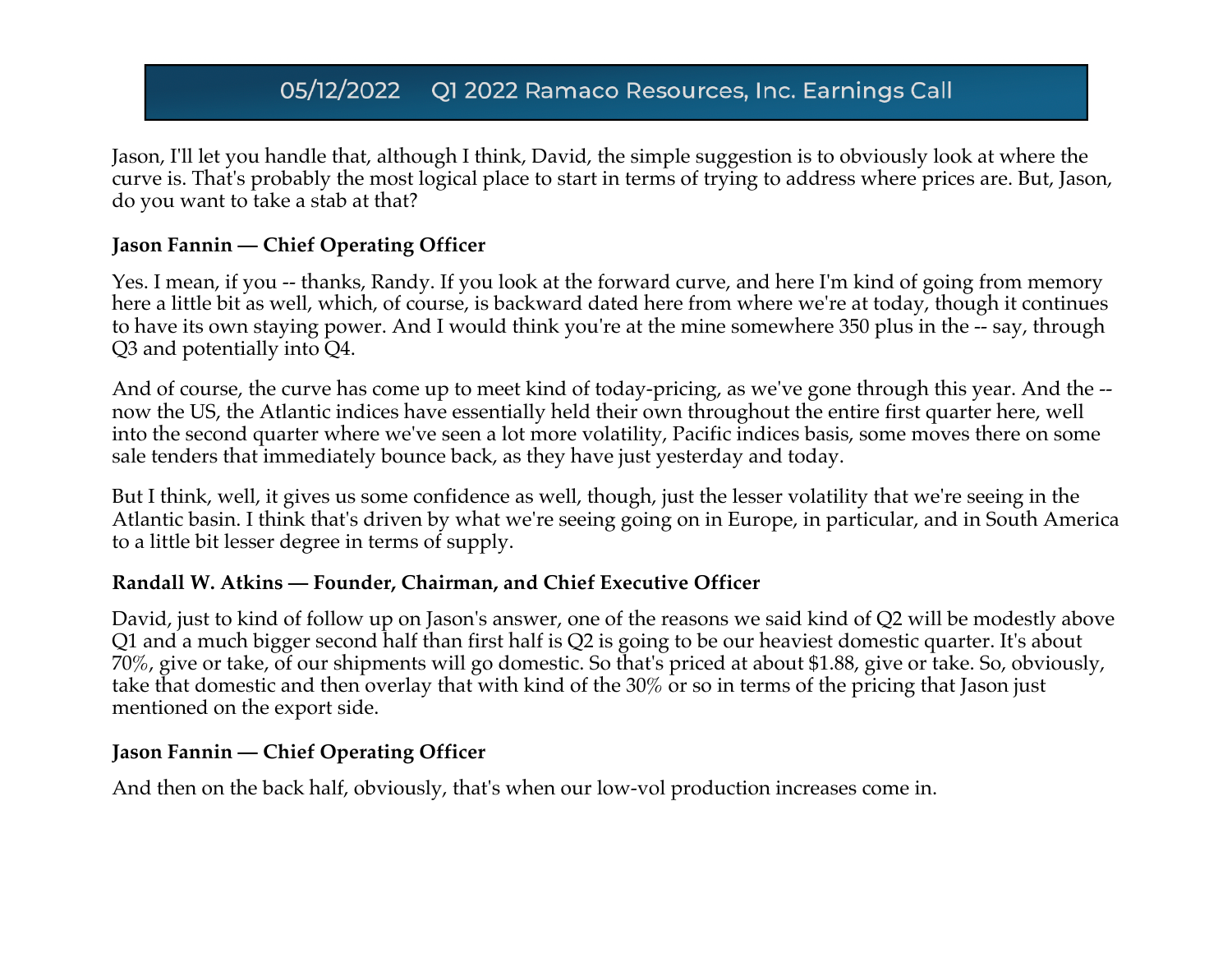Jason, I'll let you handle that, although I think, David, the simple suggestion is to obviously look at where the curve is. That's probably the most logical place to start in terms of trying to address where prices are. But, Jason, do you want to take a stab at that?

**Jason Fannin — Chief Operating Officer**

Yes. I mean, if you -- thanks, Randy. If you look at the forward curve, and here I'm kind of going from memory here a little bit as well, which, of course, is backward dated here from where we're at today, though it continues to have its own staying power. And I would think you're at the mine somewhere 350 plus in the -- say, through Q3 and potentially into Q4.

And of course, the curve has come up to meet kind of today-pricing, as we've gone through this year. And the -- now the US, the Atlantic indices have essentially held their own throughout the entire first quarter here, well into the second quarter where we've seen a lot more volatility, Pacific indices basis, some moves there on some sale tenders that immediately bounce back, as they have just yesterday and today.

But I think, well, it gives us some confidence as well, though, just the lesser volatility that we're seeing in the Atlantic basin. I think that's driven by what we're seeing going on in Europe, in particular, and in South America to a little bit lesser degree in terms of supply.

**Randall W. Atkins — Founder, Chairman, and Chief Executive Officer**

David, just to kind of follow up on Jason's answer, one of the reasons we said kind of Q2 will be modestly above Q1 and a much bigger second half than first half is Q2 is going to be our heaviest domestic quarter. It's about 70%, give or take, of our shipments will go domestic. So that's priced at about $1.88, give or take. So, obviously, take that domestic and then overlay that with kind of the 30% or so in terms of the pricing that Jason just mentioned on the export side.

**Jason Fannin — Chief Operating Officer**

And then on the back half, obviously, that's when our low-vol production increases come in.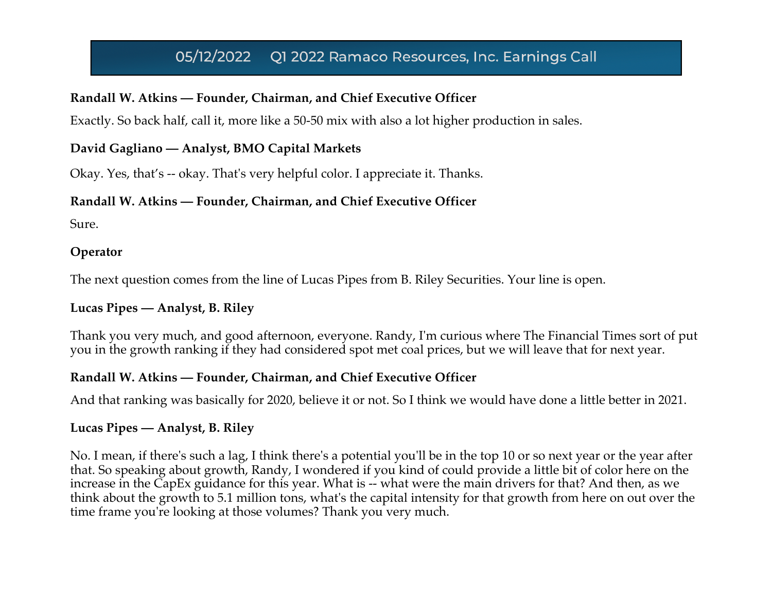**Randall W. Atkins — Founder, Chairman, and Chief Executive Officer**

Exactly. So back half, call it, more like a 50-50 mix with also a lot higher production in sales.

**David Gagliano — Analyst, BMO Capital Markets**

Okay. Yes, that's -- okay. That's very helpful color. I appreciate it. Thanks.

**Randall W. Atkins — Founder, Chairman, and Chief Executive Officer**

Sure.

**Operator**

The next question comes from the line of Lucas Pipes from B. Riley Securities. Your line is open.

**Lucas Pipes — Analyst, B. Riley**

Thank you very much, and good afternoon, everyone. Randy, I'm curious where The Financial Times sort of put you in the growth ranking if they had considered spot met coal prices, but we will leave that for next year.

**Randall W. Atkins — Founder, Chairman, and Chief Executive Officer**

And that ranking was basically for 2020, believe it or not. So I think we would have done a little better in 2021.

**Lucas Pipes — Analyst, B. Riley**

No. I mean, if there's such a lag, I think there's a potential you'll be in the top 10 or so next year or the year after that. So speaking about growth, Randy, I wondered if you kind of could provide a little bit of color here on the increase in the CapEx guidance for this year. What is -- what were the main drivers for that? And then, as we think about the growth to 5.1 million tons, what's the capital intensity for that growth from here on out over the time frame you're looking at those volumes? Thank you very much.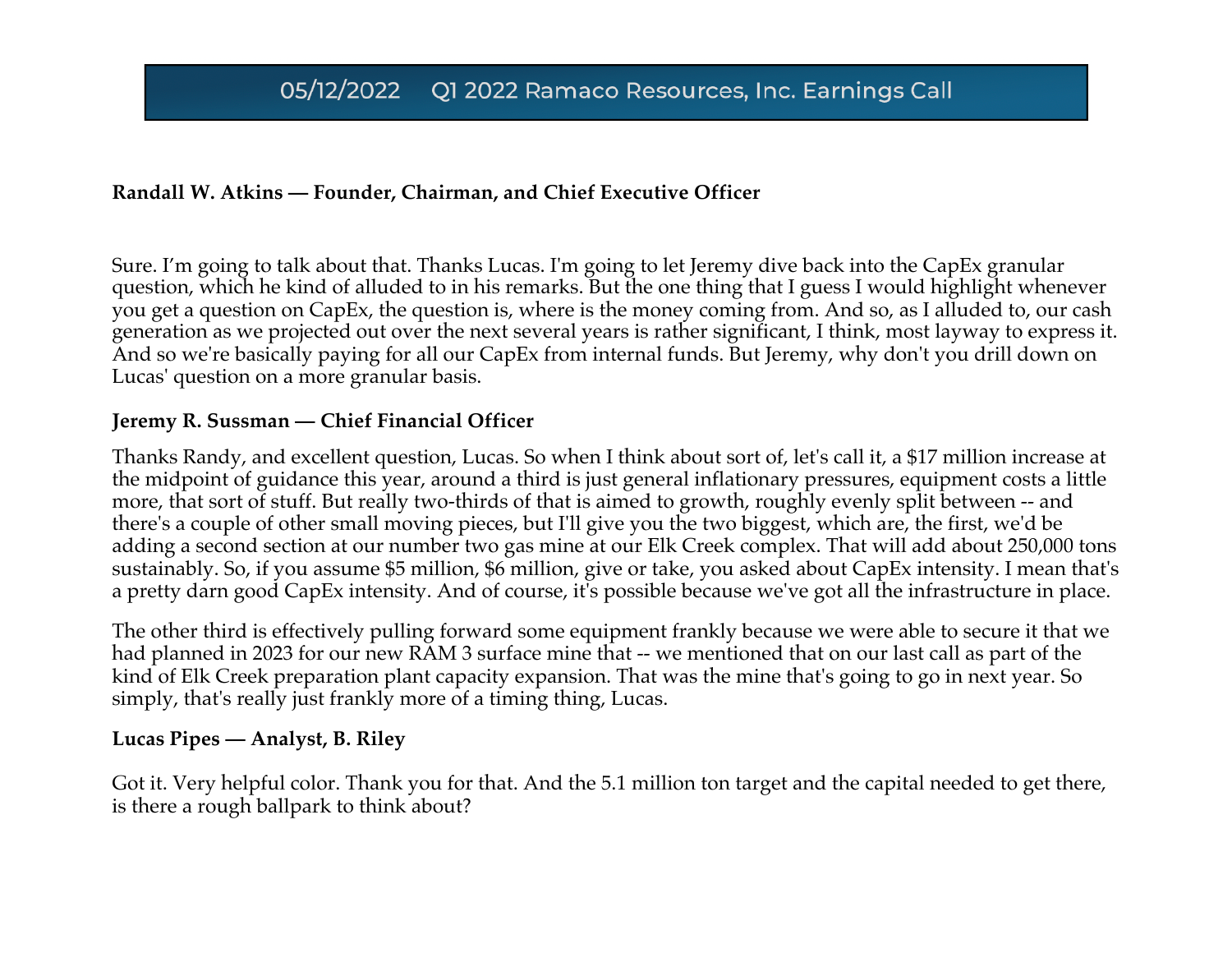# 05/12/2022 Q1 2022 Ramaco Resources, Inc. Earnings Call

**Randall W. Atkins — Founder, Chairman, and Chief Executive Officer**

Sure. I'm going to talk about that. Thanks Lucas. I'm going to let Jeremy dive back into the CapEx granular question, which he kind of alluded to in his remarks. But the one thing that I guess I would highlight whenever you get a question on CapEx, the question is, where is the money coming from. And so, as I alluded to, our cash generation as we projected out over the next several years is rather significant, I think, most layway to express it. And so we're basically paying for all our CapEx from internal funds. But Jeremy, why don't you drill down on Lucas' question on a more granular basis.

**Jeremy R. Sussman — Chief Financial Officer**

Thanks Randy, and excellent question, Lucas. So when I think about sort of, let's call it, a $17 million increase at the midpoint of guidance this year, around a third is just general inflationary pressures, equipment costs a little more, that sort of stuff. But really two-thirds of that is aimed to growth, roughly evenly split between -- and there's a couple of other small moving pieces, but I'll give you the two biggest, which are, the first, we'd be adding a second section at our number two gas mine at our Elk Creek complex. That will add about 250,000 tons sustainably. So, if you assume $5 million, $6 million, give or take, you asked about CapEx intensity. I mean that's a pretty darn good CapEx intensity. And of course, it's possible because we've got all the infrastructure in place.

The other third is effectively pulling forward some equipment frankly because we were able to secure it that we had planned in 2023 for our new RAM 3 surface mine that -- we mentioned that on our last call as part of the kind of Elk Creek preparation plant capacity expansion. That was the mine that's going to go in next year. So simply, that's really just frankly more of a timing thing, Lucas.

**Lucas Pipes — Analyst, B. Riley**

Got it. Very helpful color. Thank you for that. And the 5.1 million ton target and the capital needed to get there, is there a rough ballpark to think about?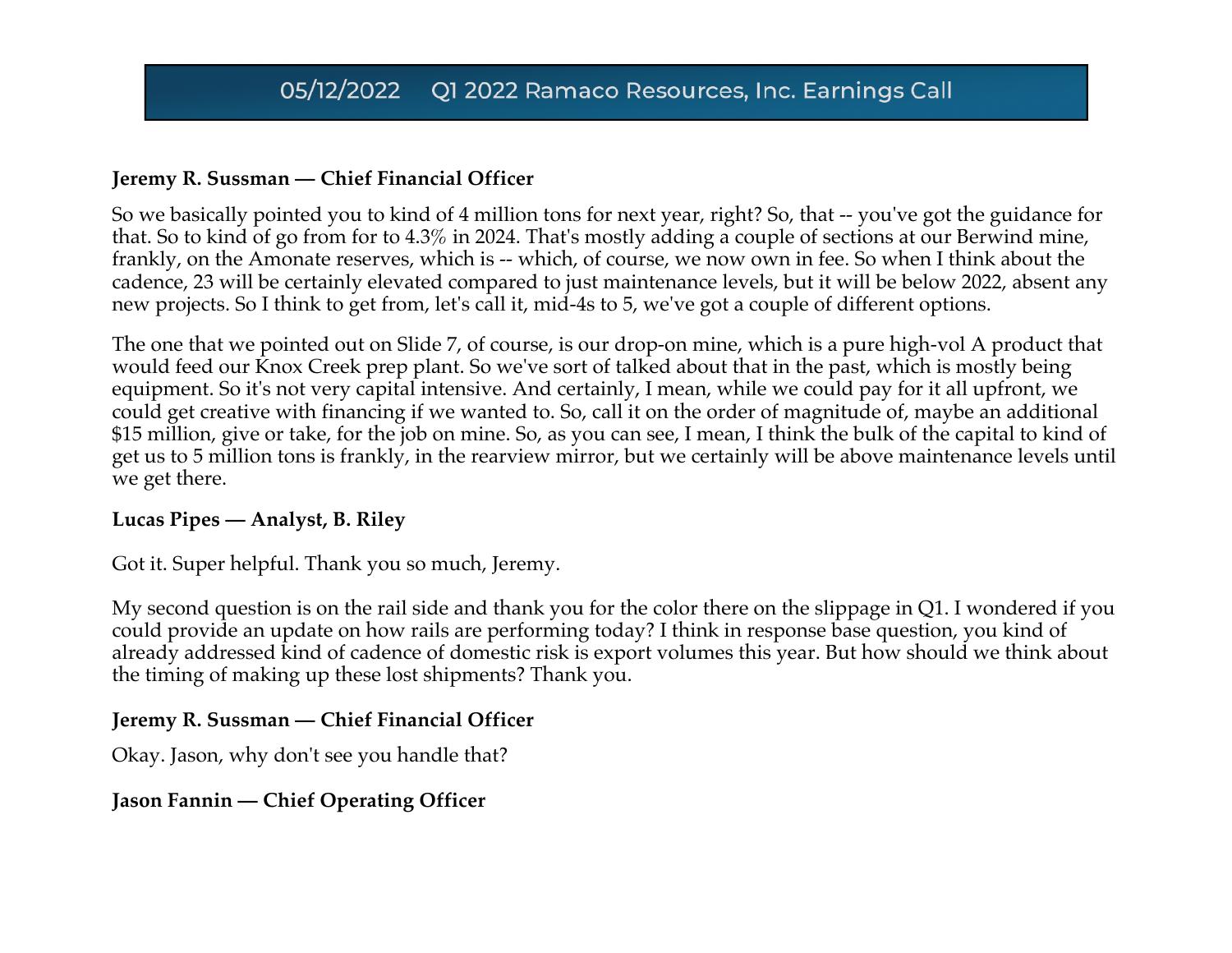**Jeremy R. Sussman — Chief Financial Officer**

So we basically pointed you to kind of 4 million tons for next year, right? So, that -- you've got the guidance for that. So to kind of go from for to 4.3% in 2024. That's mostly adding a couple of sections at our Berwind mine, frankly, on the Amonate reserves, which is -- which, of course, we now own in fee. So when I think about the cadence, 23 will be certainly elevated compared to just maintenance levels, but it will be below 2022, absent any new projects. So I think to get from, let's call it, mid-4s to 5, we've got a couple of different options.

The one that we pointed out on Slide 7, of course, is our drop-on mine, which is a pure high-vol A product that would feed our Knox Creek prep plant. So we've sort of talked about that in the past, which is mostly being equipment. So it's not very capital intensive. And certainly, I mean, while we could pay for it all upfront, we could get creative with financing if we wanted to. So, call it on the order of magnitude of, maybe an additional $15 million, give or take, for the job on mine. So, as you can see, I mean, I think the bulk of the capital to kind of get us to 5 million tons is frankly, in the rearview mirror, but we certainly will be above maintenance levels until we get there.

**Lucas Pipes — Analyst, B. Riley**

Got it. Super helpful. Thank you so much, Jeremy.

My second question is on the rail side and thank you for the color there on the slippage in Q1. I wondered if you could provide an update on how rails are performing today? I think in response base question, you kind of already addressed kind of cadence of domestic risk is export volumes this year. But how should we think about the timing of making up these lost shipments? Thank you.

**Jeremy R. Sussman — Chief Financial Officer**

Okay. Jason, why don't see you handle that?

**Jason Fannin — Chief Operating Officer**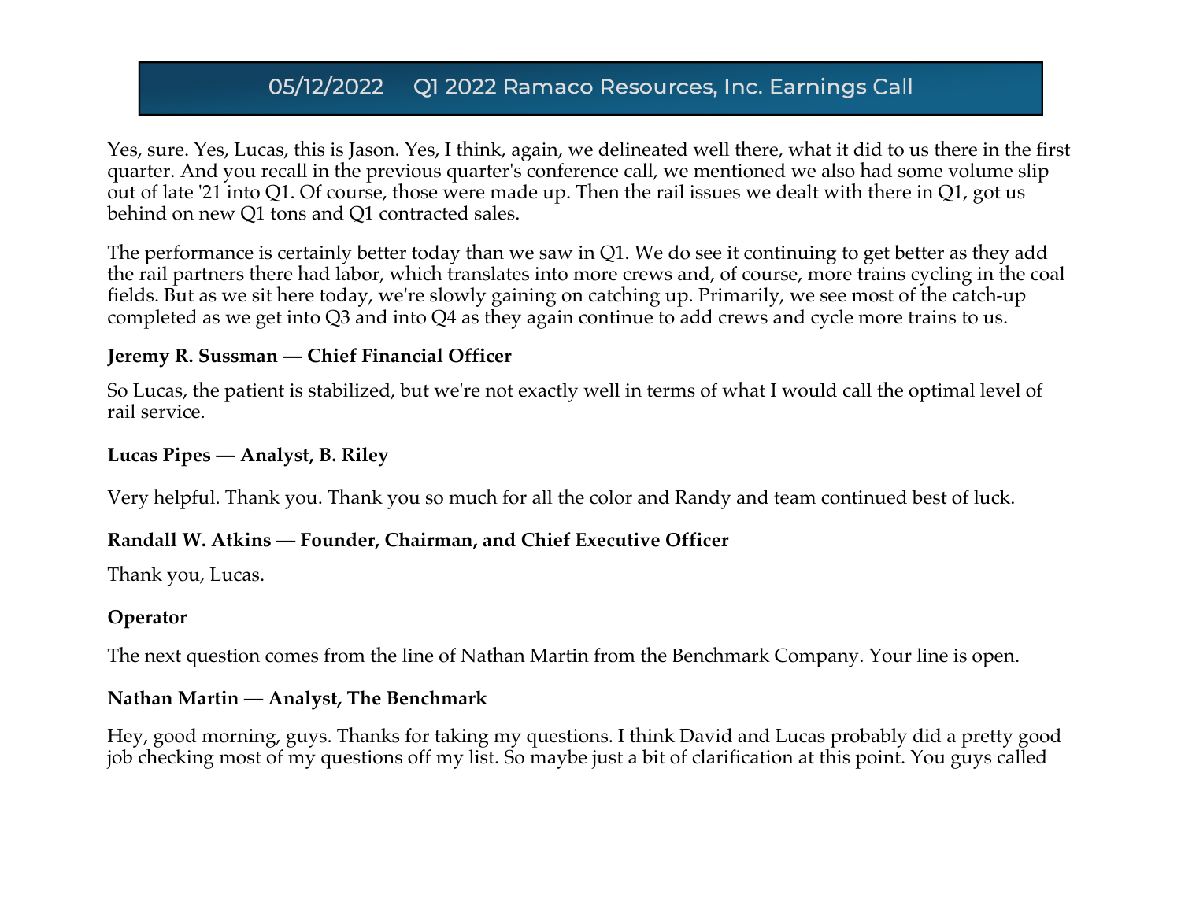Yes, sure. Yes, Lucas, this is Jason. Yes, I think, again, we delineated well there, what it did to us there in the first quarter. And you recall in the previous quarter's conference call, we mentioned we also had some volume slip out of late '21 into Q1. Of course, those were made up. Then the rail issues we dealt with there in Q1, got us behind on new Q1 tons and Q1 contracted sales.

The performance is certainly better today than we saw in Q1. We do see it continuing to get better as they add the rail partners there had labor, which translates into more crews and, of course, more trains cycling in the coal fields. But as we sit here today, we're slowly gaining on catching up. Primarily, we see most of the catch-up completed as we get into Q3 and into Q4 as they again continue to add crews and cycle more trains to us.

**Jeremy R. Sussman — Chief Financial Officer**

So Lucas, the patient is stabilized, but we're not exactly well in terms of what I would call the optimal level of rail service.

**Lucas Pipes — Analyst, B. Riley**

Very helpful. Thank you. Thank you so much for all the color and Randy and team continued best of luck.

**Randall W. Atkins — Founder, Chairman, and Chief Executive Officer**

Thank you, Lucas.

**Operator**

The next question comes from the line of Nathan Martin from the Benchmark Company. Your line is open.

**Nathan Martin — Analyst, The Benchmark**

Hey, good morning, guys. Thanks for taking my questions. I think David and Lucas probably did a pretty good job checking most of my questions off my list. So maybe just a bit of clarification at this point. You guys called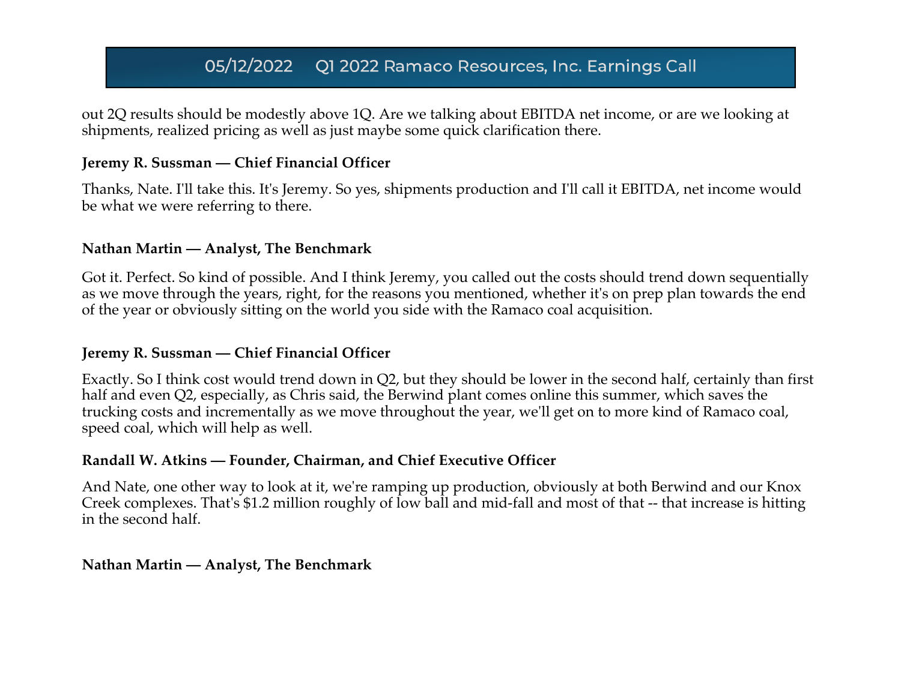out 2Q results should be modestly above 1Q. Are we talking about EBITDA net income, or are we looking at shipments, realized pricing as well as just maybe some quick clarification there.

**Jeremy R. Sussman — Chief Financial Officer**

Thanks, Nate. I'll take this. It's Jeremy. So yes, shipments production and I'll call it EBITDA, net income would be what we were referring to there.

**Nathan Martin — Analyst, The Benchmark**

Got it. Perfect. So kind of possible. And I think Jeremy, you called out the costs should trend down sequentially as we move through the years, right, for the reasons you mentioned, whether it's on prep plan towards the end of the year or obviously sitting on the world you side with the Ramaco coal acquisition.

**Jeremy R. Sussman — Chief Financial Officer**

Exactly. So I think cost would trend down in Q2, but they should be lower in the second half, certainly than first half and even Q2, especially, as Chris said, the Berwind plant comes online this summer, which saves the trucking costs and incrementally as we move throughout the year, we'll get on to more kind of Ramaco coal, speed coal, which will help as well.

**Randall W. Atkins — Founder, Chairman, and Chief Executive Officer**

And Nate, one other way to look at it, we're ramping up production, obviously at both Berwind and our Knox Creek complexes. That's $1.2 million roughly of low ball and mid-fall and most of that -- that increase is hitting in the second half.

**Nathan Martin — Analyst, The Benchmark**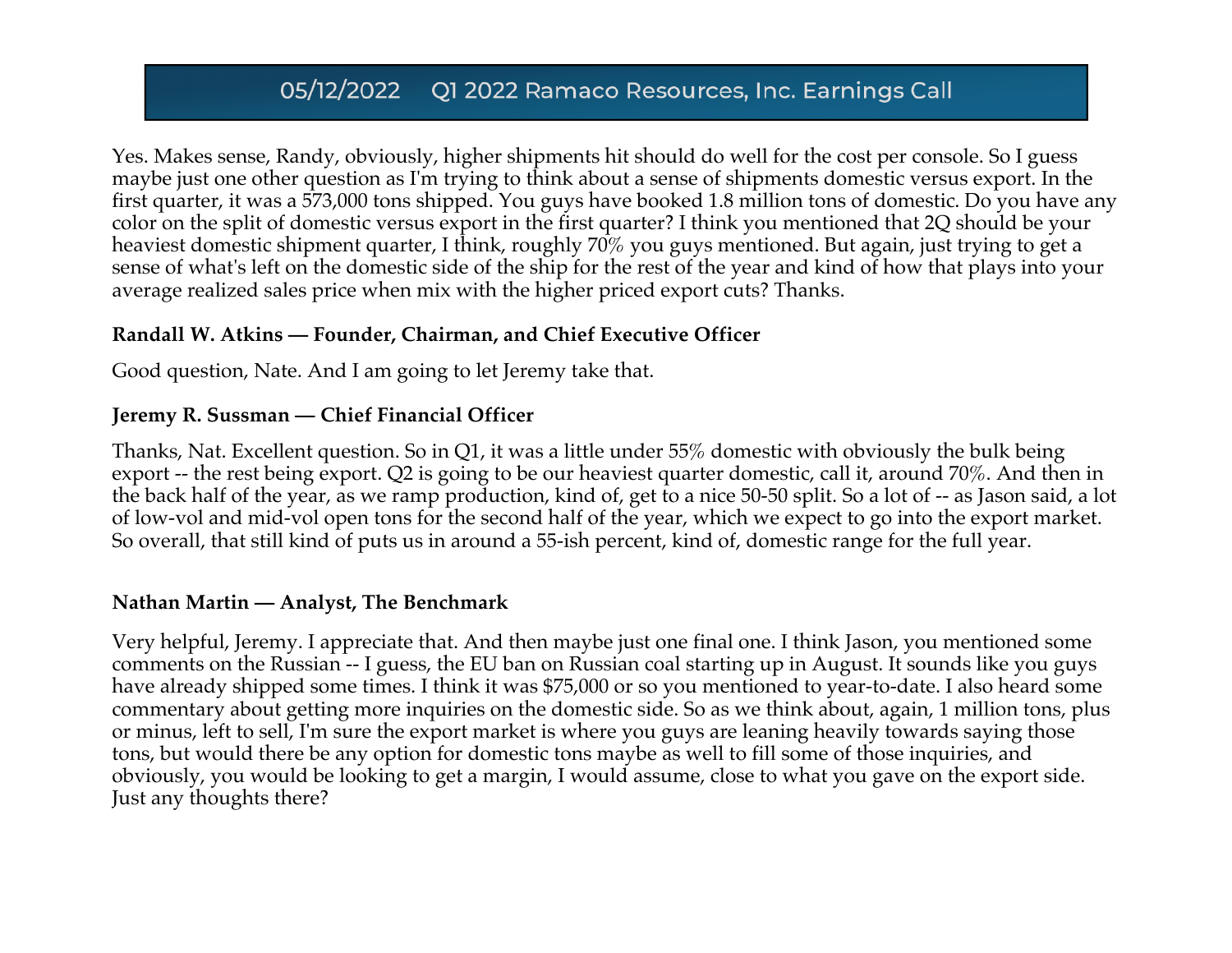Yes. Makes sense, Randy, obviously, higher shipments hit should do well for the cost per console. So I guess maybe just one other question as I'm trying to think about a sense of shipments domestic versus export. In the first quarter, it was a 573,000 tons shipped. You guys have booked 1.8 million tons of domestic. Do you have any color on the split of domestic versus export in the first quarter? I think you mentioned that 2Q should be your heaviest domestic shipment quarter, I think, roughly 70% you guys mentioned. But again, just trying to get a sense of what's left on the domestic side of the ship for the rest of the year and kind of how that plays into your average realized sales price when mix with the higher priced export cuts? Thanks.

**Randall W. Atkins — Founder, Chairman, and Chief Executive Officer**

Good question, Nate. And I am going to let Jeremy take that.

**Jeremy R. Sussman — Chief Financial Officer**

Thanks, Nat. Excellent question. So in Q1, it was a little under 55% domestic with obviously the bulk being export -- the rest being export. Q2 is going to be our heaviest quarter domestic, call it, around 70%. And then in the back half of the year, as we ramp production, kind of, get to a nice 50-50 split. So a lot of -- as Jason said, a lot of low-vol and mid-vol open tons for the second half of the year, which we expect to go into the export market. So overall, that still kind of puts us in around a 55-ish percent, kind of, domestic range for the full year.

**Nathan Martin — Analyst, The Benchmark**

Very helpful, Jeremy. I appreciate that. And then maybe just one final one. I think Jason, you mentioned some comments on the Russian -- I guess, the EU ban on Russian coal starting up in August. It sounds like you guys have already shipped some times. I think it was $75,000 or so you mentioned to year-to-date. I also heard some commentary about getting more inquiries on the domestic side. So as we think about, again, 1 million tons, plus or minus, left to sell, I'm sure the export market is where you guys are leaning heavily towards saying those tons, but would there be any option for domestic tons maybe as well to fill some of those inquiries, and obviously, you would be looking to get a margin, I would assume, close to what you gave on the export side. Just any thoughts there?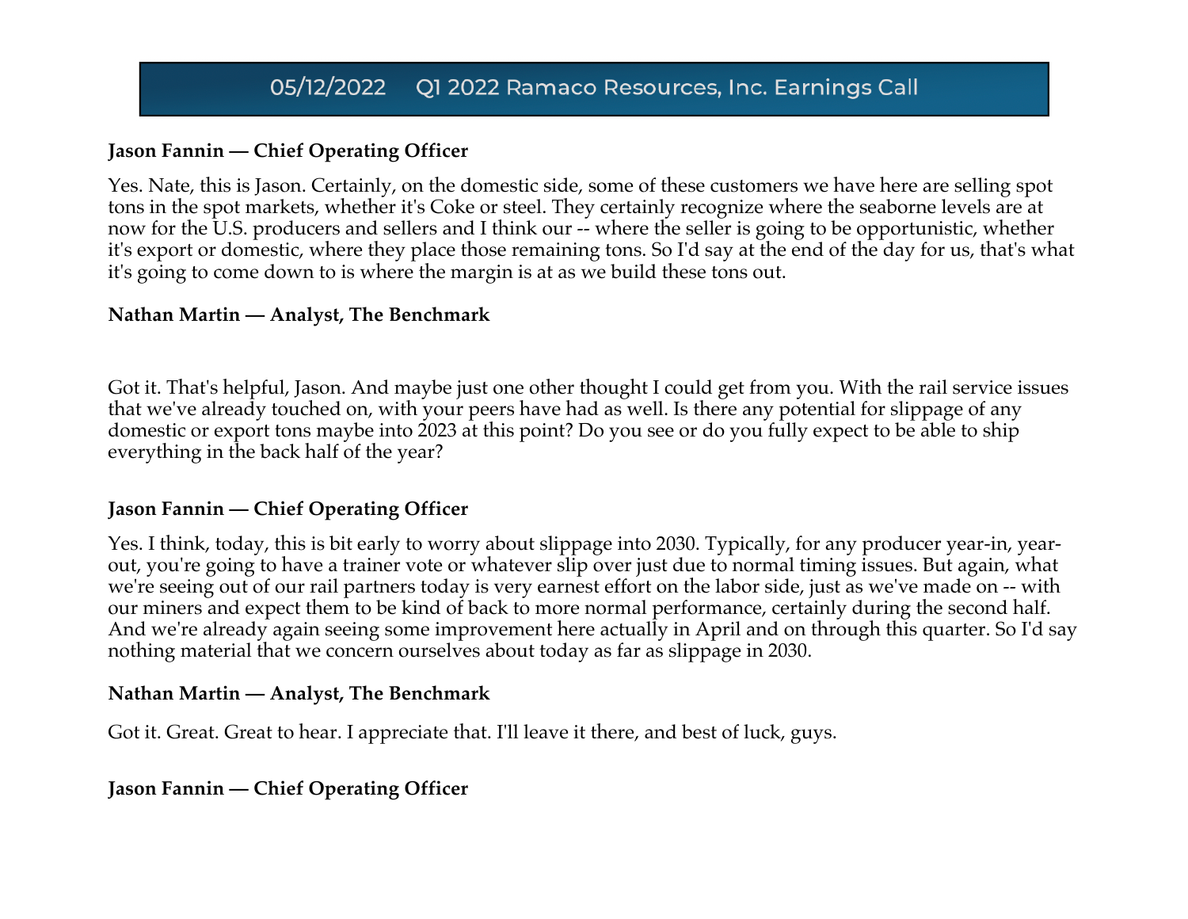# 05/12/2022 Q1 2022 Ramaco Resources, Inc. Earnings Call

**Jason Fannin — Chief Operating Officer**

Yes. Nate, this is Jason. Certainly, on the domestic side, some of these customers we have here are selling spot tons in the spot markets, whether it's Coke or steel. They certainly recognize where the seaborne levels are at now for the U.S. producers and sellers and I think our -- where the seller is going to be opportunistic, whether it's export or domestic, where they place those remaining tons. So I'd say at the end of the day for us, that's what it's going to come down to is where the margin is at as we build these tons out.

**Nathan Martin — Analyst, The Benchmark**

Got it. That's helpful, Jason. And maybe just one other thought I could get from you. With the rail service issues that we've already touched on, with your peers have had as well. Is there any potential for slippage of any domestic or export tons maybe into 2023 at this point? Do you see or do you fully expect to be able to ship everything in the back half of the year?

**Jason Fannin — Chief Operating Officer**

Yes. I think, today, this is bit early to worry about slippage into 2030. Typically, for any producer year-in, year-out, you're going to have a trainer vote or whatever slip over just due to normal timing issues. But again, what we're seeing out of our rail partners today is very earnest effort on the labor side, just as we've made on -- with our miners and expect them to be kind of back to more normal performance, certainly during the second half. And we're already again seeing some improvement here actually in April and on through this quarter. So I'd say nothing material that we concern ourselves about today as far as slippage in 2030.

**Nathan Martin — Analyst, The Benchmark**

Got it. Great. Great to hear. I appreciate that. I'll leave it there, and best of luck, guys.

**Jason Fannin — Chief Operating Officer**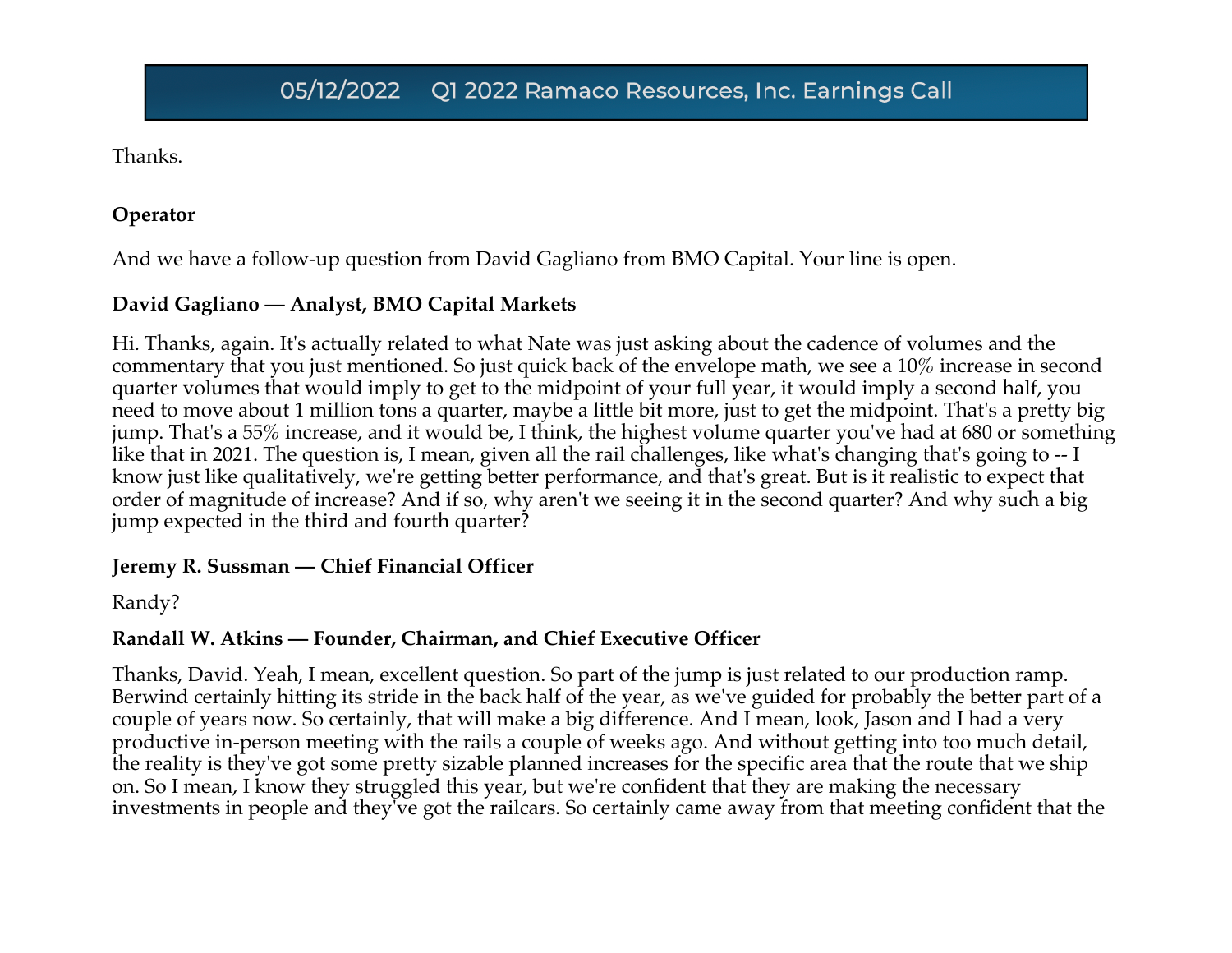Thanks.

**Operator**

And we have a follow-up question from David Gagliano from BMO Capital. Your line is open.

**David Gagliano — Analyst, BMO Capital Markets**

Hi. Thanks, again. It's actually related to what Nate was just asking about the cadence of volumes and the commentary that you just mentioned. So just quick back of the envelope math, we see a 10% increase in second quarter volumes that would imply to get to the midpoint of your full year, it would imply a second half, you need to move about 1 million tons a quarter, maybe a little bit more, just to get the midpoint. That's a pretty big jump. That's a 55% increase, and it would be, I think, the highest volume quarter you've had at 680 or something like that in 2021. The question is, I mean, given all the rail challenges, like what's changing that's going to -- I know just like qualitatively, we're getting better performance, and that's great. But is it realistic to expect that order of magnitude of increase? And if so, why aren't we seeing it in the second quarter? And why such a big jump expected in the third and fourth quarter?

**Jeremy R. Sussman — Chief Financial Officer**

Randy?

**Randall W. Atkins — Founder, Chairman, and Chief Executive Officer**

Thanks, David. Yeah, I mean, excellent question. So part of the jump is just related to our production ramp. Berwind certainly hitting its stride in the back half of the year, as we've guided for probably the better part of a couple of years now. So certainly, that will make a big difference. And I mean, look, Jason and I had a very productive in-person meeting with the rails a couple of weeks ago. And without getting into too much detail, the reality is they've got some pretty sizable planned increases for the specific area that the route that we ship on. So I mean, I know they struggled this year, but we're confident that they are making the necessary investments in people and they've got the railcars. So certainly came away from that meeting confident that the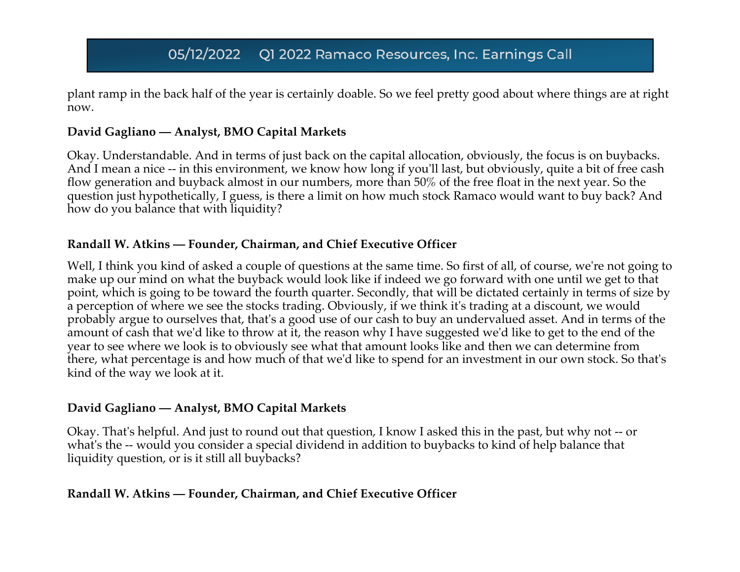plant ramp in the back half of the year is certainly doable. So we feel pretty good about where things are at right now.

**David Gagliano — Analyst, BMO Capital Markets**

Okay. Understandable. And in terms of just back on the capital allocation, obviously, the focus is on buybacks. And I mean a nice -- in this environment, we know how long if you'll last, but obviously, quite a bit of free cash flow generation and buyback almost in our numbers, more than 50% of the free float in the next year. So the question just hypothetically, I guess, is there a limit on how much stock Ramaco would want to buy back? And how do you balance that with liquidity?

**Randall W. Atkins — Founder, Chairman, and Chief Executive Officer**

Well, I think you kind of asked a couple of questions at the same time. So first of all, of course, we're not going to make up our mind on what the buyback would look like if indeed we go forward with one until we get to that point, which is going to be toward the fourth quarter. Secondly, that will be dictated certainly in terms of size by a perception of where we see the stocks trading. Obviously, if we think it's trading at a discount, we would probably argue to ourselves that, that's a good use of our cash to buy an undervalued asset. And in terms of the amount of cash that we'd like to throw at it, the reason why I have suggested we'd like to get to the end of the year to see where we look is to obviously see what that amount looks like and then we can determine from there, what percentage is and how much of that we'd like to spend for an investment in our own stock. So that's kind of the way we look at it.

**David Gagliano — Analyst, BMO Capital Markets**

Okay. That's helpful. And just to round out that question, I know I asked this in the past, but why not -- or what's the -- would you consider a special dividend in addition to buybacks to kind of help balance that liquidity question, or is it still all buybacks?

**Randall W. Atkins — Founder, Chairman, and Chief Executive Officer**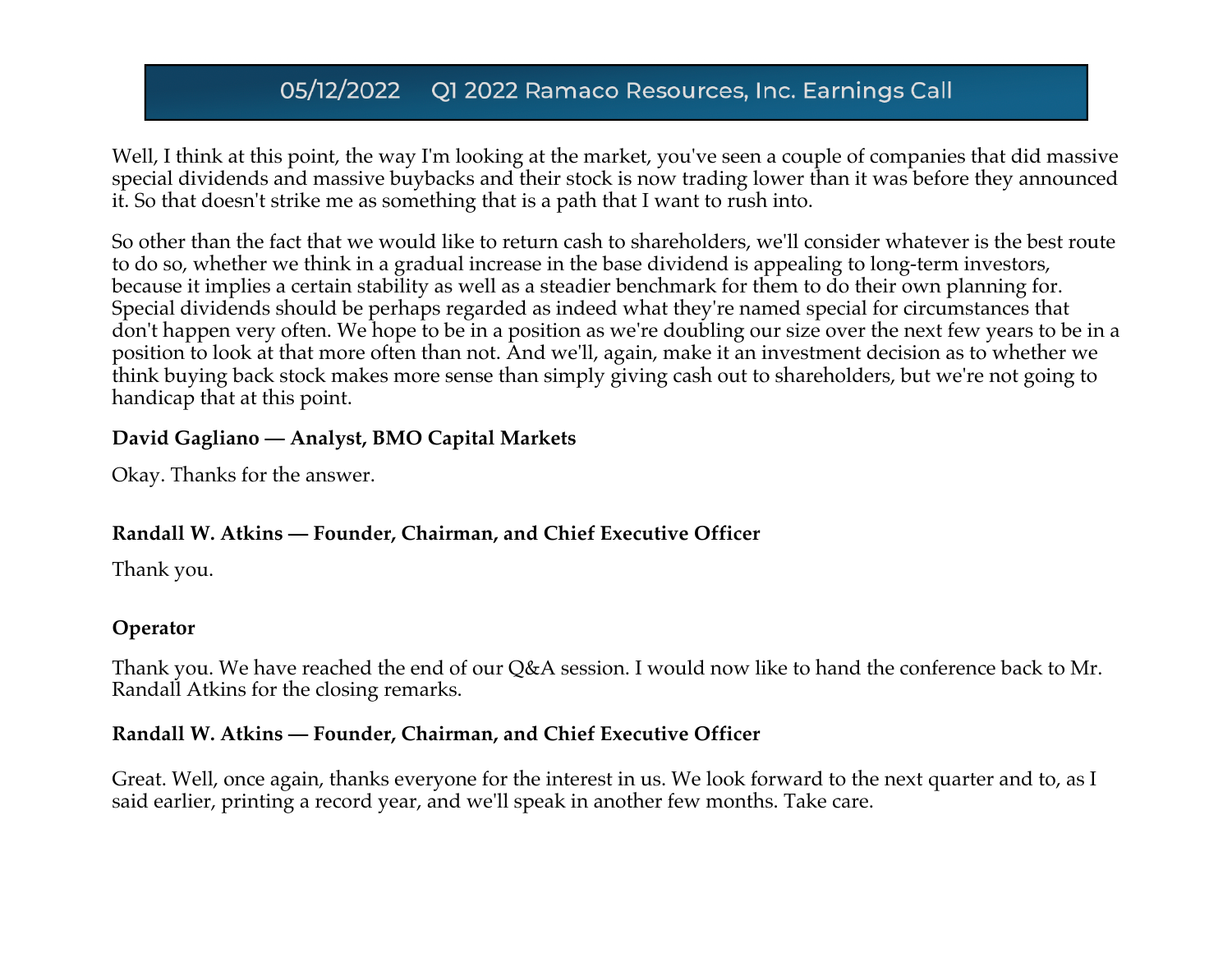Well, I think at this point, the way I'm looking at the market, you've seen a couple of companies that did massive special dividends and massive buybacks and their stock is now trading lower than it was before they announced it. So that doesn't strike me as something that is a path that I want to rush into.

So other than the fact that we would like to return cash to shareholders, we'll consider whatever is the best route to do so, whether we think in a gradual increase in the base dividend is appealing to long-term investors, because it implies a certain stability as well as a steadier benchmark for them to do their own planning for. Special dividends should be perhaps regarded as indeed what they're named special for circumstances that don't happen very often. We hope to be in a position as we're doubling our size over the next few years to be in a position to look at that more often than not. And we'll, again, make it an investment decision as to whether we think buying back stock makes more sense than simply giving cash out to shareholders, but we're not going to handicap that at this point.

**David Gagliano — Analyst, BMO Capital Markets**

Okay. Thanks for the answer.

**Randall W. Atkins — Founder, Chairman, and Chief Executive Officer**

Thank you.

**Operator**

Thank you. We have reached the end of our Q&A session. I would now like to hand the conference back to Mr. Randall Atkins for the closing remarks.

**Randall W. Atkins — Founder, Chairman, and Chief Executive Officer**

Great. Well, once again, thanks everyone for the interest in us. We look forward to the next quarter and to, as I said earlier, printing a record year, and we'll speak in another few months. Take care.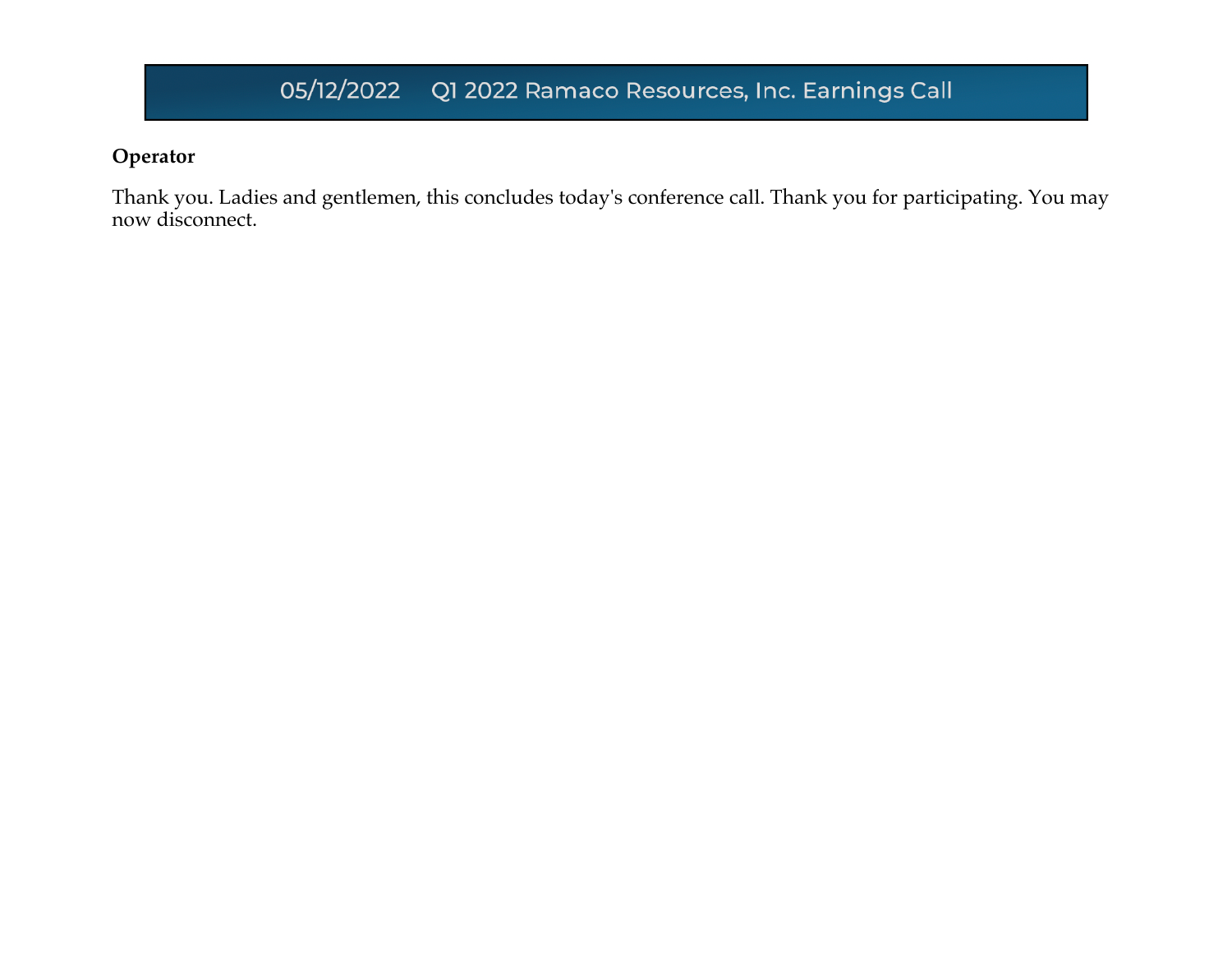**Operator**

Thank you. Ladies and gentlemen, this concludes today's conference call. Thank you for participating. You may now disconnect.